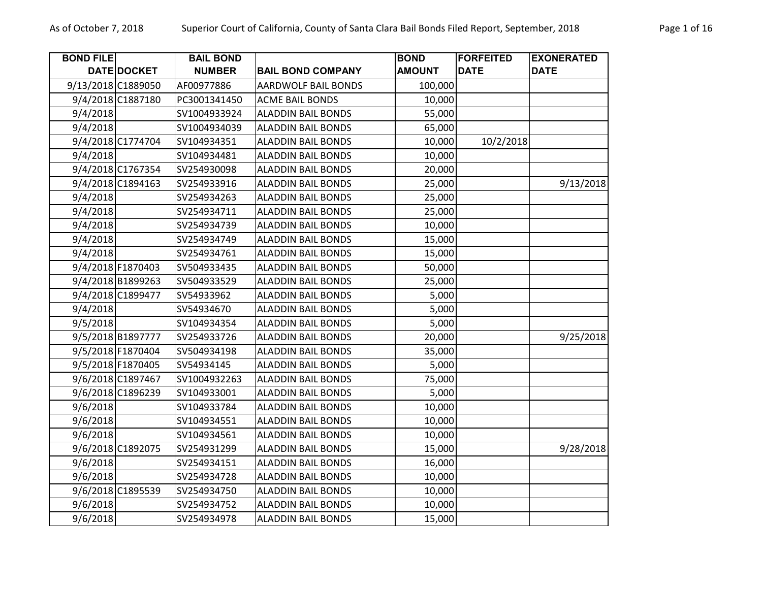| BOND FILE DATE | DOCKET | BAIL BOND NUMBER | BAIL BOND COMPANY | BOND AMOUNT | FORFEITED DATE | EXONERATED DATE |
|---|---|---|---|---|---|---|
| 9/13/2018 | C1889050 | AF00977886 | AARDWOLF BAIL BONDS | 100,000 | | |
| 9/4/2018 | C1887180 | PC3001341450 | ACME BAIL BONDS | 10,000 | | |
| 9/4/2018 | | SV1004933924 | ALADDIN BAIL BONDS | 55,000 | | |
| 9/4/2018 | | SV1004934039 | ALADDIN BAIL BONDS | 65,000 | | |
| 9/4/2018 | C1774704 | SV104934351 | ALADDIN BAIL BONDS | 10,000 | 10/2/2018 | |
| 9/4/2018 | | SV104934481 | ALADDIN BAIL BONDS | 10,000 | | |
| 9/4/2018 | C1767354 | SV254930098 | ALADDIN BAIL BONDS | 20,000 | | |
| 9/4/2018 | C1894163 | SV254933916 | ALADDIN BAIL BONDS | 25,000 | | 9/13/2018 |
| 9/4/2018 | | SV254934263 | ALADDIN BAIL BONDS | 25,000 | | |
| 9/4/2018 | | SV254934711 | ALADDIN BAIL BONDS | 25,000 | | |
| 9/4/2018 | | SV254934739 | ALADDIN BAIL BONDS | 10,000 | | |
| 9/4/2018 | | SV254934749 | ALADDIN BAIL BONDS | 15,000 | | |
| 9/4/2018 | | SV254934761 | ALADDIN BAIL BONDS | 15,000 | | |
| 9/4/2018 | F1870403 | SV504933435 | ALADDIN BAIL BONDS | 50,000 | | |
| 9/4/2018 | B1899263 | SV504933529 | ALADDIN BAIL BONDS | 25,000 | | |
| 9/4/2018 | C1899477 | SV54933962 | ALADDIN BAIL BONDS | 5,000 | | |
| 9/4/2018 | | SV54934670 | ALADDIN BAIL BONDS | 5,000 | | |
| 9/5/2018 | | SV104934354 | ALADDIN BAIL BONDS | 5,000 | | |
| 9/5/2018 | B1897777 | SV254933726 | ALADDIN BAIL BONDS | 20,000 | | 9/25/2018 |
| 9/5/2018 | F1870404 | SV504934198 | ALADDIN BAIL BONDS | 35,000 | | |
| 9/5/2018 | F1870405 | SV54934145 | ALADDIN BAIL BONDS | 5,000 | | |
| 9/6/2018 | C1897467 | SV1004932263 | ALADDIN BAIL BONDS | 75,000 | | |
| 9/6/2018 | C1896239 | SV104933001 | ALADDIN BAIL BONDS | 5,000 | | |
| 9/6/2018 | | SV104933784 | ALADDIN BAIL BONDS | 10,000 | | |
| 9/6/2018 | | SV104934551 | ALADDIN BAIL BONDS | 10,000 | | |
| 9/6/2018 | | SV104934561 | ALADDIN BAIL BONDS | 10,000 | | |
| 9/6/2018 | C1892075 | SV254931299 | ALADDIN BAIL BONDS | 15,000 | | 9/28/2018 |
| 9/6/2018 | | SV254934151 | ALADDIN BAIL BONDS | 16,000 | | |
| 9/6/2018 | | SV254934728 | ALADDIN BAIL BONDS | 10,000 | | |
| 9/6/2018 | C1895539 | SV254934750 | ALADDIN BAIL BONDS | 10,000 | | |
| 9/6/2018 | | SV254934752 | ALADDIN BAIL BONDS | 10,000 | | |
| 9/6/2018 | | SV254934978 | ALADDIN BAIL BONDS | 15,000 | | |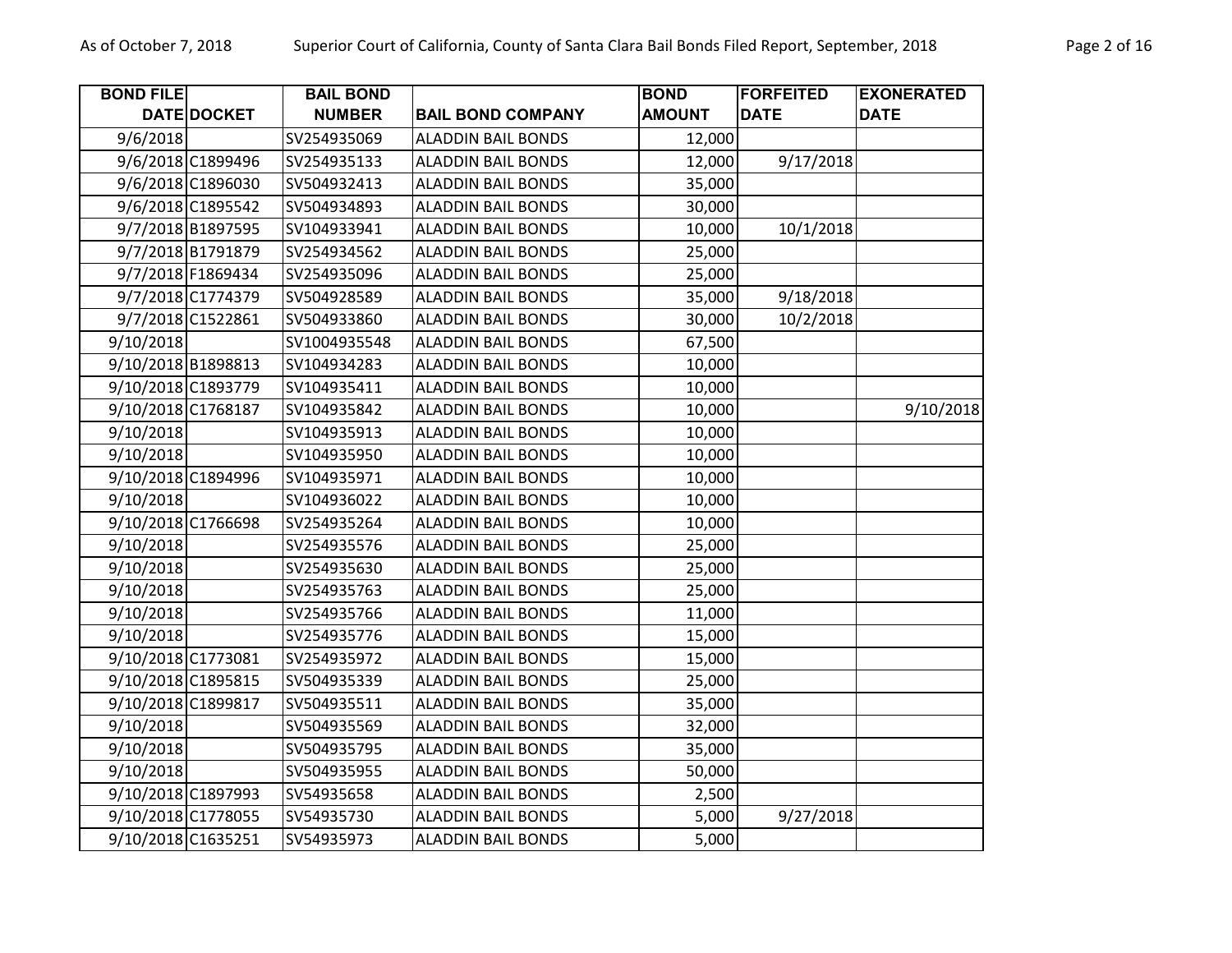| BOND FILE DATE | DOCKET | BAIL BOND NUMBER | BAIL BOND COMPANY | BOND AMOUNT | FORFEITED DATE | EXONERATED DATE |
|---|---|---|---|---|---|---|
| 9/6/2018 | | SV254935069 | ALADDIN BAIL BONDS | 12,000 | | |
| 9/6/2018 | C1899496 | SV254935133 | ALADDIN BAIL BONDS | 12,000 | 9/17/2018 | |
| 9/6/2018 | C1896030 | SV504932413 | ALADDIN BAIL BONDS | 35,000 | | |
| 9/6/2018 | C1895542 | SV504934893 | ALADDIN BAIL BONDS | 30,000 | | |
| 9/7/2018 | B1897595 | SV104933941 | ALADDIN BAIL BONDS | 10,000 | 10/1/2018 | |
| 9/7/2018 | B1791879 | SV254934562 | ALADDIN BAIL BONDS | 25,000 | | |
| 9/7/2018 | F1869434 | SV254935096 | ALADDIN BAIL BONDS | 25,000 | | |
| 9/7/2018 | C1774379 | SV504928589 | ALADDIN BAIL BONDS | 35,000 | 9/18/2018 | |
| 9/7/2018 | C1522861 | SV504933860 | ALADDIN BAIL BONDS | 30,000 | 10/2/2018 | |
| 9/10/2018 | | SV1004935548 | ALADDIN BAIL BONDS | 67,500 | | |
| 9/10/2018 | B1898813 | SV104934283 | ALADDIN BAIL BONDS | 10,000 | | |
| 9/10/2018 | C1893779 | SV104935411 | ALADDIN BAIL BONDS | 10,000 | | |
| 9/10/2018 | C1768187 | SV104935842 | ALADDIN BAIL BONDS | 10,000 | | 9/10/2018 |
| 9/10/2018 | | SV104935913 | ALADDIN BAIL BONDS | 10,000 | | |
| 9/10/2018 | | SV104935950 | ALADDIN BAIL BONDS | 10,000 | | |
| 9/10/2018 | C1894996 | SV104935971 | ALADDIN BAIL BONDS | 10,000 | | |
| 9/10/2018 | | SV104936022 | ALADDIN BAIL BONDS | 10,000 | | |
| 9/10/2018 | C1766698 | SV254935264 | ALADDIN BAIL BONDS | 10,000 | | |
| 9/10/2018 | | SV254935576 | ALADDIN BAIL BONDS | 25,000 | | |
| 9/10/2018 | | SV254935630 | ALADDIN BAIL BONDS | 25,000 | | |
| 9/10/2018 | | SV254935763 | ALADDIN BAIL BONDS | 25,000 | | |
| 9/10/2018 | | SV254935766 | ALADDIN BAIL BONDS | 11,000 | | |
| 9/10/2018 | | SV254935776 | ALADDIN BAIL BONDS | 15,000 | | |
| 9/10/2018 | C1773081 | SV254935972 | ALADDIN BAIL BONDS | 15,000 | | |
| 9/10/2018 | C1895815 | SV504935339 | ALADDIN BAIL BONDS | 25,000 | | |
| 9/10/2018 | C1899817 | SV504935511 | ALADDIN BAIL BONDS | 35,000 | | |
| 9/10/2018 | | SV504935569 | ALADDIN BAIL BONDS | 32,000 | | |
| 9/10/2018 | | SV504935795 | ALADDIN BAIL BONDS | 35,000 | | |
| 9/10/2018 | | SV504935955 | ALADDIN BAIL BONDS | 50,000 | | |
| 9/10/2018 | C1897993 | SV54935658 | ALADDIN BAIL BONDS | 2,500 | | |
| 9/10/2018 | C1778055 | SV54935730 | ALADDIN BAIL BONDS | 5,000 | 9/27/2018 | |
| 9/10/2018 | C1635251 | SV54935973 | ALADDIN BAIL BONDS | 5,000 | | |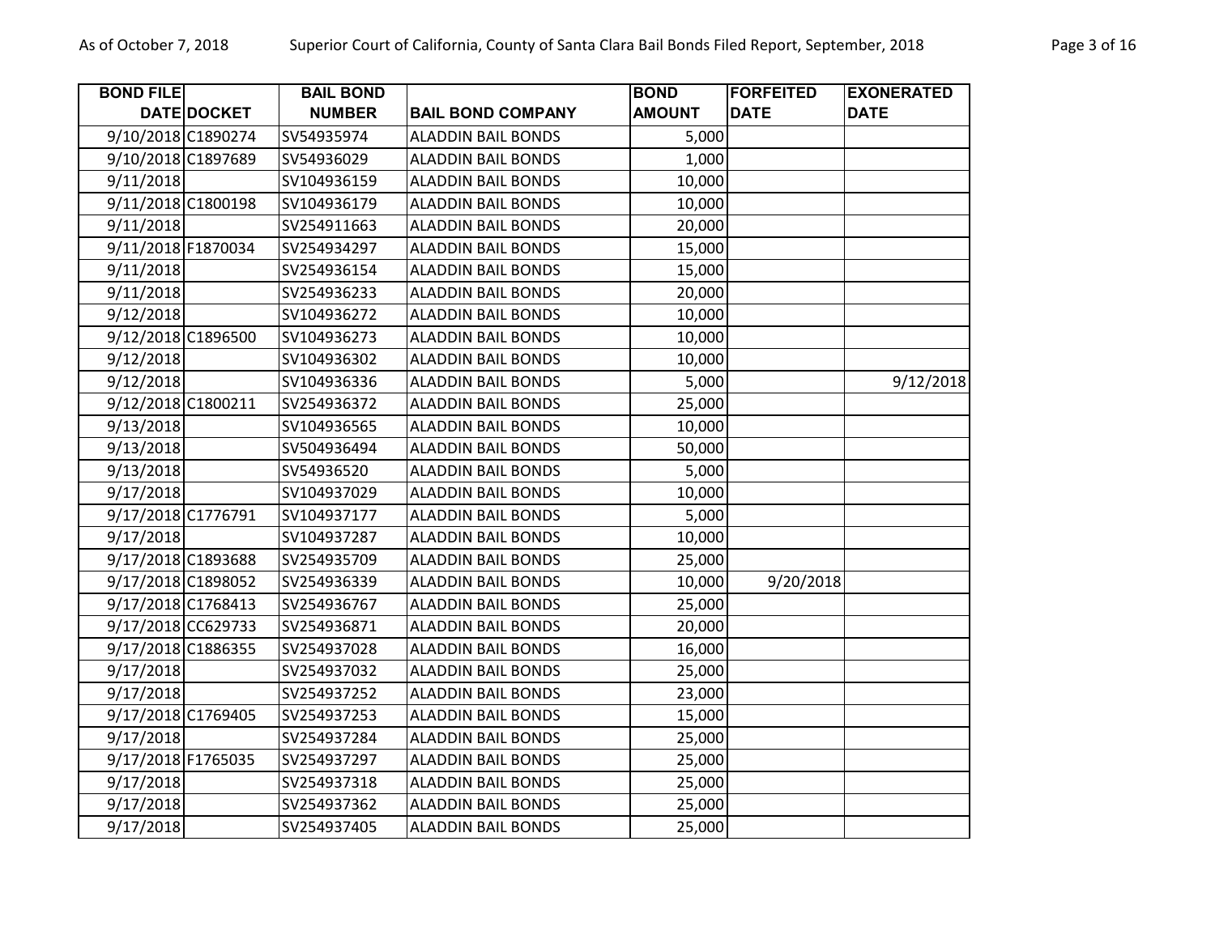| BOND FILE DATE | DOCKET | BAIL BOND NUMBER | BAIL BOND COMPANY | BOND AMOUNT | FORFEITED DATE | EXONERATED DATE |
|---|---|---|---|---|---|---|
| 9/10/2018 | C1890274 | SV54935974 | ALADDIN BAIL BONDS | 5,000 | | |
| 9/10/2018 | C1897689 | SV54936029 | ALADDIN BAIL BONDS | 1,000 | | |
| 9/11/2018 | | SV104936159 | ALADDIN BAIL BONDS | 10,000 | | |
| 9/11/2018 | C1800198 | SV104936179 | ALADDIN BAIL BONDS | 10,000 | | |
| 9/11/2018 | | SV254911663 | ALADDIN BAIL BONDS | 20,000 | | |
| 9/11/2018 | F1870034 | SV254934297 | ALADDIN BAIL BONDS | 15,000 | | |
| 9/11/2018 | | SV254936154 | ALADDIN BAIL BONDS | 15,000 | | |
| 9/11/2018 | | SV254936233 | ALADDIN BAIL BONDS | 20,000 | | |
| 9/12/2018 | | SV104936272 | ALADDIN BAIL BONDS | 10,000 | | |
| 9/12/2018 | C1896500 | SV104936273 | ALADDIN BAIL BONDS | 10,000 | | |
| 9/12/2018 | | SV104936302 | ALADDIN BAIL BONDS | 10,000 | | |
| 9/12/2018 | | SV104936336 | ALADDIN BAIL BONDS | 5,000 | | 9/12/2018 |
| 9/12/2018 | C1800211 | SV254936372 | ALADDIN BAIL BONDS | 25,000 | | |
| 9/13/2018 | | SV104936565 | ALADDIN BAIL BONDS | 10,000 | | |
| 9/13/2018 | | SV504936494 | ALADDIN BAIL BONDS | 50,000 | | |
| 9/13/2018 | | SV54936520 | ALADDIN BAIL BONDS | 5,000 | | |
| 9/17/2018 | | SV104937029 | ALADDIN BAIL BONDS | 10,000 | | |
| 9/17/2018 | C1776791 | SV104937177 | ALADDIN BAIL BONDS | 5,000 | | |
| 9/17/2018 | | SV104937287 | ALADDIN BAIL BONDS | 10,000 | | |
| 9/17/2018 | C1893688 | SV254935709 | ALADDIN BAIL BONDS | 25,000 | | |
| 9/17/2018 | C1898052 | SV254936339 | ALADDIN BAIL BONDS | 10,000 | 9/20/2018 | |
| 9/17/2018 | C1768413 | SV254936767 | ALADDIN BAIL BONDS | 25,000 | | |
| 9/17/2018 | CC629733 | SV254936871 | ALADDIN BAIL BONDS | 20,000 | | |
| 9/17/2018 | C1886355 | SV254937028 | ALADDIN BAIL BONDS | 16,000 | | |
| 9/17/2018 | | SV254937032 | ALADDIN BAIL BONDS | 25,000 | | |
| 9/17/2018 | | SV254937252 | ALADDIN BAIL BONDS | 23,000 | | |
| 9/17/2018 | C1769405 | SV254937253 | ALADDIN BAIL BONDS | 15,000 | | |
| 9/17/2018 | | SV254937284 | ALADDIN BAIL BONDS | 25,000 | | |
| 9/17/2018 | F1765035 | SV254937297 | ALADDIN BAIL BONDS | 25,000 | | |
| 9/17/2018 | | SV254937318 | ALADDIN BAIL BONDS | 25,000 | | |
| 9/17/2018 | | SV254937362 | ALADDIN BAIL BONDS | 25,000 | | |
| 9/17/2018 | | SV254937405 | ALADDIN BAIL BONDS | 25,000 | | |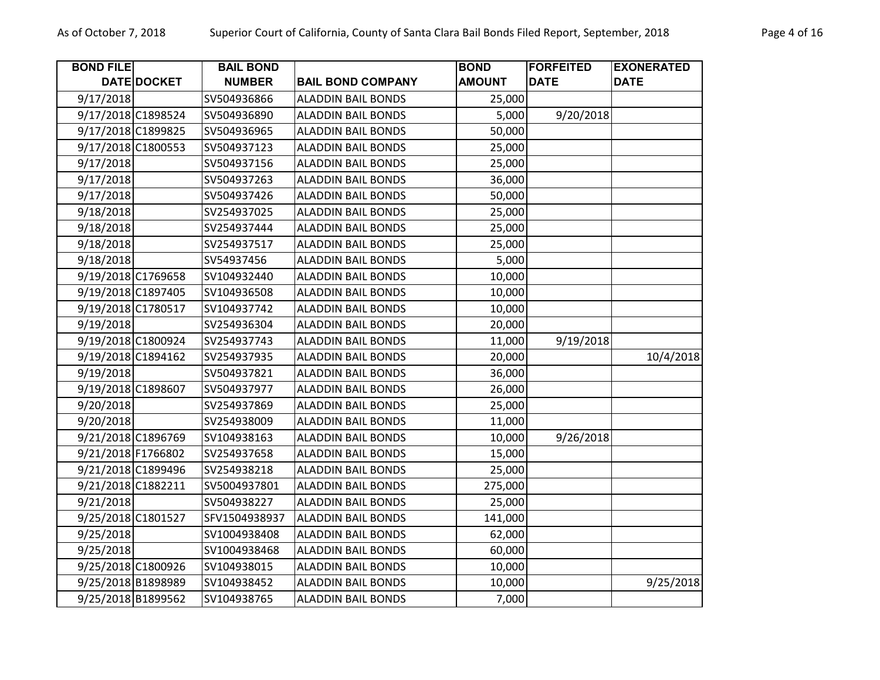| BOND FILE DATE | DOCKET | BAIL BOND NUMBER | BAIL BOND COMPANY | BOND AMOUNT | FORFEITED DATE | EXONERATED DATE |
|---|---|---|---|---|---|---|
| 9/17/2018 | | SV504936866 | ALADDIN BAIL BONDS | 25,000 | | |
| 9/17/2018 | C1898524 | SV504936890 | ALADDIN BAIL BONDS | 5,000 | 9/20/2018 | |
| 9/17/2018 | C1899825 | SV504936965 | ALADDIN BAIL BONDS | 50,000 | | |
| 9/17/2018 | C1800553 | SV504937123 | ALADDIN BAIL BONDS | 25,000 | | |
| 9/17/2018 | | SV504937156 | ALADDIN BAIL BONDS | 25,000 | | |
| 9/17/2018 | | SV504937263 | ALADDIN BAIL BONDS | 36,000 | | |
| 9/17/2018 | | SV504937426 | ALADDIN BAIL BONDS | 50,000 | | |
| 9/18/2018 | | SV254937025 | ALADDIN BAIL BONDS | 25,000 | | |
| 9/18/2018 | | SV254937444 | ALADDIN BAIL BONDS | 25,000 | | |
| 9/18/2018 | | SV254937517 | ALADDIN BAIL BONDS | 25,000 | | |
| 9/18/2018 | | SV54937456 | ALADDIN BAIL BONDS | 5,000 | | |
| 9/19/2018 | C1769658 | SV104932440 | ALADDIN BAIL BONDS | 10,000 | | |
| 9/19/2018 | C1897405 | SV104936508 | ALADDIN BAIL BONDS | 10,000 | | |
| 9/19/2018 | C1780517 | SV104937742 | ALADDIN BAIL BONDS | 10,000 | | |
| 9/19/2018 | | SV254936304 | ALADDIN BAIL BONDS | 20,000 | | |
| 9/19/2018 | C1800924 | SV254937743 | ALADDIN BAIL BONDS | 11,000 | 9/19/2018 | |
| 9/19/2018 | C1894162 | SV254937935 | ALADDIN BAIL BONDS | 20,000 | | 10/4/2018 |
| 9/19/2018 | | SV504937821 | ALADDIN BAIL BONDS | 36,000 | | |
| 9/19/2018 | C1898607 | SV504937977 | ALADDIN BAIL BONDS | 26,000 | | |
| 9/20/2018 | | SV254937869 | ALADDIN BAIL BONDS | 25,000 | | |
| 9/20/2018 | | SV254938009 | ALADDIN BAIL BONDS | 11,000 | | |
| 9/21/2018 | C1896769 | SV104938163 | ALADDIN BAIL BONDS | 10,000 | 9/26/2018 | |
| 9/21/2018 | F1766802 | SV254937658 | ALADDIN BAIL BONDS | 15,000 | | |
| 9/21/2018 | C1899496 | SV254938218 | ALADDIN BAIL BONDS | 25,000 | | |
| 9/21/2018 | C1882211 | SV5004937801 | ALADDIN BAIL BONDS | 275,000 | | |
| 9/21/2018 | | SV504938227 | ALADDIN BAIL BONDS | 25,000 | | |
| 9/25/2018 | C1801527 | SFV1504938937 | ALADDIN BAIL BONDS | 141,000 | | |
| 9/25/2018 | | SV1004938408 | ALADDIN BAIL BONDS | 62,000 | | |
| 9/25/2018 | | SV1004938468 | ALADDIN BAIL BONDS | 60,000 | | |
| 9/25/2018 | C1800926 | SV104938015 | ALADDIN BAIL BONDS | 10,000 | | |
| 9/25/2018 | B1898989 | SV104938452 | ALADDIN BAIL BONDS | 10,000 | | 9/25/2018 |
| 9/25/2018 | B1899562 | SV104938765 | ALADDIN BAIL BONDS | 7,000 | | |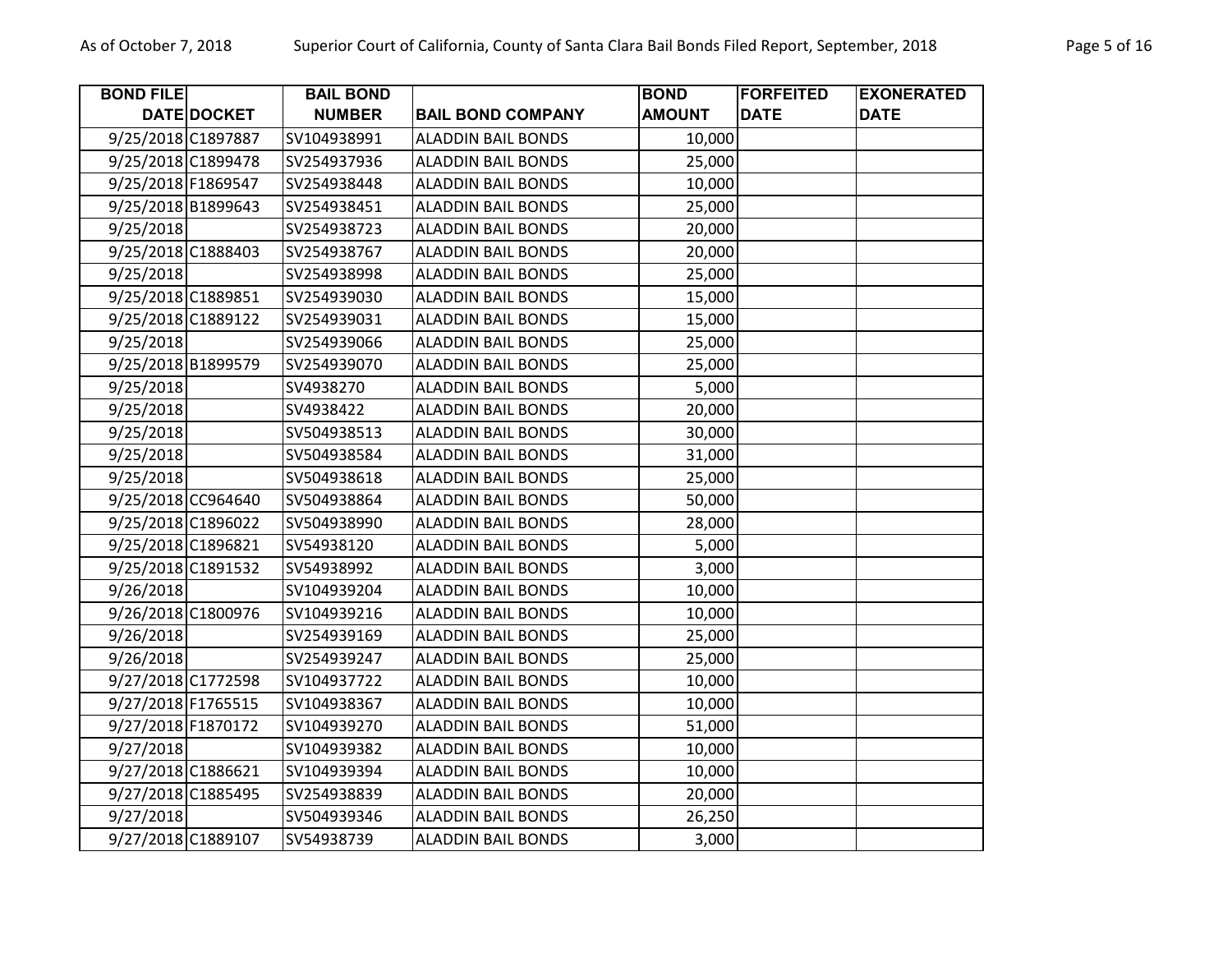| BOND FILE DATE | DOCKET | BAIL BOND NUMBER | BAIL BOND COMPANY | BOND AMOUNT | FORFEITED DATE | EXONERATED DATE |
|---|---|---|---|---|---|---|
| 9/25/2018 | C1897887 | SV104938991 | ALADDIN BAIL BONDS | 10,000 | | |
| 9/25/2018 | C1899478 | SV254937936 | ALADDIN BAIL BONDS | 25,000 | | |
| 9/25/2018 | F1869547 | SV254938448 | ALADDIN BAIL BONDS | 10,000 | | |
| 9/25/2018 | B1899643 | SV254938451 | ALADDIN BAIL BONDS | 25,000 | | |
| 9/25/2018 | | SV254938723 | ALADDIN BAIL BONDS | 20,000 | | |
| 9/25/2018 | C1888403 | SV254938767 | ALADDIN BAIL BONDS | 20,000 | | |
| 9/25/2018 | | SV254938998 | ALADDIN BAIL BONDS | 25,000 | | |
| 9/25/2018 | C1889851 | SV254939030 | ALADDIN BAIL BONDS | 15,000 | | |
| 9/25/2018 | C1889122 | SV254939031 | ALADDIN BAIL BONDS | 15,000 | | |
| 9/25/2018 | | SV254939066 | ALADDIN BAIL BONDS | 25,000 | | |
| 9/25/2018 | B1899579 | SV254939070 | ALADDIN BAIL BONDS | 25,000 | | |
| 9/25/2018 | | SV4938270 | ALADDIN BAIL BONDS | 5,000 | | |
| 9/25/2018 | | SV4938422 | ALADDIN BAIL BONDS | 20,000 | | |
| 9/25/2018 | | SV504938513 | ALADDIN BAIL BONDS | 30,000 | | |
| 9/25/2018 | | SV504938584 | ALADDIN BAIL BONDS | 31,000 | | |
| 9/25/2018 | | SV504938618 | ALADDIN BAIL BONDS | 25,000 | | |
| 9/25/2018 | CC964640 | SV504938864 | ALADDIN BAIL BONDS | 50,000 | | |
| 9/25/2018 | C1896022 | SV504938990 | ALADDIN BAIL BONDS | 28,000 | | |
| 9/25/2018 | C1896821 | SV54938120 | ALADDIN BAIL BONDS | 5,000 | | |
| 9/25/2018 | C1891532 | SV54938992 | ALADDIN BAIL BONDS | 3,000 | | |
| 9/26/2018 | | SV104939204 | ALADDIN BAIL BONDS | 10,000 | | |
| 9/26/2018 | C1800976 | SV104939216 | ALADDIN BAIL BONDS | 10,000 | | |
| 9/26/2018 | | SV254939169 | ALADDIN BAIL BONDS | 25,000 | | |
| 9/26/2018 | | SV254939247 | ALADDIN BAIL BONDS | 25,000 | | |
| 9/27/2018 | C1772598 | SV104937722 | ALADDIN BAIL BONDS | 10,000 | | |
| 9/27/2018 | F1765515 | SV104938367 | ALADDIN BAIL BONDS | 10,000 | | |
| 9/27/2018 | F1870172 | SV104939270 | ALADDIN BAIL BONDS | 51,000 | | |
| 9/27/2018 | | SV104939382 | ALADDIN BAIL BONDS | 10,000 | | |
| 9/27/2018 | C1886621 | SV104939394 | ALADDIN BAIL BONDS | 10,000 | | |
| 9/27/2018 | C1885495 | SV254938839 | ALADDIN BAIL BONDS | 20,000 | | |
| 9/27/2018 | | SV504939346 | ALADDIN BAIL BONDS | 26,250 | | |
| 9/27/2018 | C1889107 | SV54938739 | ALADDIN BAIL BONDS | 3,000 | | |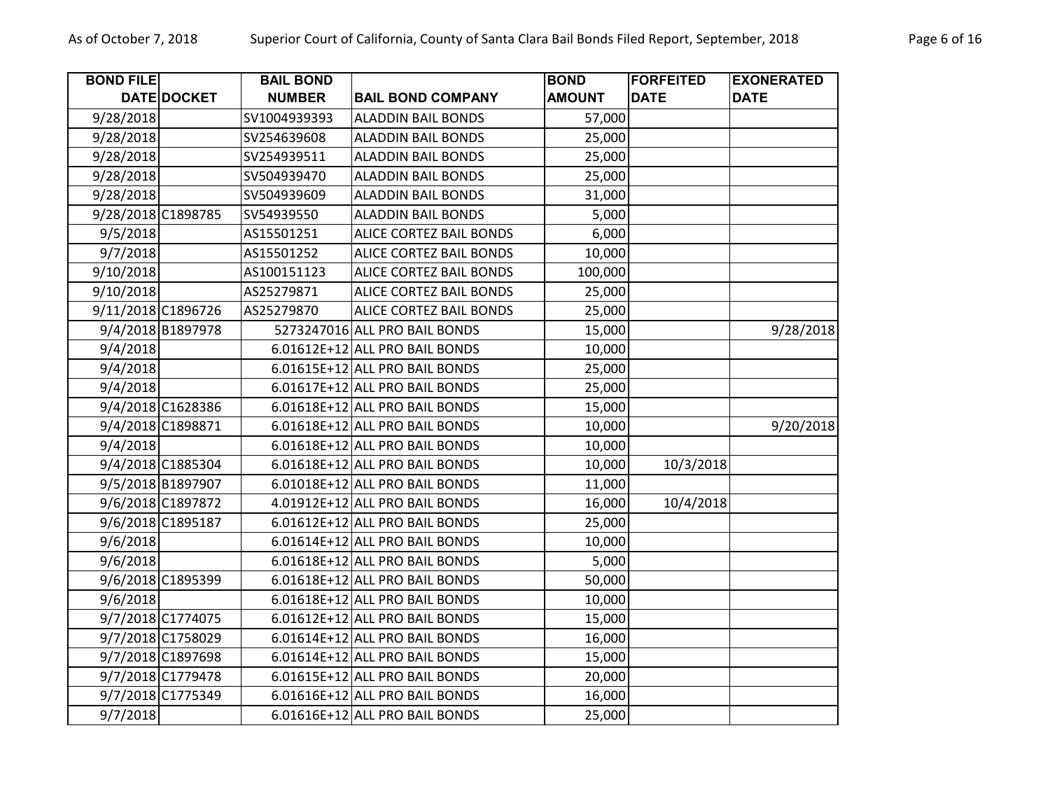| BOND FILE DATE | DOCKET | BAIL BOND NUMBER | BAIL BOND COMPANY | BOND AMOUNT | FORFEITED DATE | EXONERATED DATE |
|---|---|---|---|---|---|---|
| 9/28/2018 | | SV1004939393 | ALADDIN BAIL BONDS | 57,000 | | |
| 9/28/2018 | | SV254639608 | ALADDIN BAIL BONDS | 25,000 | | |
| 9/28/2018 | | SV254939511 | ALADDIN BAIL BONDS | 25,000 | | |
| 9/28/2018 | | SV504939470 | ALADDIN BAIL BONDS | 25,000 | | |
| 9/28/2018 | | SV504939609 | ALADDIN BAIL BONDS | 31,000 | | |
| 9/28/2018 | C1898785 | SV54939550 | ALADDIN BAIL BONDS | 5,000 | | |
| 9/5/2018 | | AS15501251 | ALICE CORTEZ BAIL BONDS | 6,000 | | |
| 9/7/2018 | | AS15501252 | ALICE CORTEZ BAIL BONDS | 10,000 | | |
| 9/10/2018 | | AS100151123 | ALICE CORTEZ BAIL BONDS | 100,000 | | |
| 9/10/2018 | | AS25279871 | ALICE CORTEZ BAIL BONDS | 25,000 | | |
| 9/11/2018 | C1896726 | AS25279870 | ALICE CORTEZ BAIL BONDS | 25,000 | | |
| 9/4/2018 | B1897978 | 5273247016 | ALL PRO BAIL BONDS | 15,000 | | 9/28/2018 |
| 9/4/2018 | | 6.01612E+12 | ALL PRO BAIL BONDS | 10,000 | | |
| 9/4/2018 | | 6.01615E+12 | ALL PRO BAIL BONDS | 25,000 | | |
| 9/4/2018 | | 6.01617E+12 | ALL PRO BAIL BONDS | 25,000 | | |
| 9/4/2018 | C1628386 | 6.01618E+12 | ALL PRO BAIL BONDS | 15,000 | | |
| 9/4/2018 | C1898871 | 6.01618E+12 | ALL PRO BAIL BONDS | 10,000 | | 9/20/2018 |
| 9/4/2018 | | 6.01618E+12 | ALL PRO BAIL BONDS | 10,000 | | |
| 9/4/2018 | C1885304 | 6.01618E+12 | ALL PRO BAIL BONDS | 10,000 | 10/3/2018 | |
| 9/5/2018 | B1897907 | 6.01018E+12 | ALL PRO BAIL BONDS | 11,000 | | |
| 9/6/2018 | C1897872 | 4.01912E+12 | ALL PRO BAIL BONDS | 16,000 | 10/4/2018 | |
| 9/6/2018 | C1895187 | 6.01612E+12 | ALL PRO BAIL BONDS | 25,000 | | |
| 9/6/2018 | | 6.01614E+12 | ALL PRO BAIL BONDS | 10,000 | | |
| 9/6/2018 | | 6.01618E+12 | ALL PRO BAIL BONDS | 5,000 | | |
| 9/6/2018 | C1895399 | 6.01618E+12 | ALL PRO BAIL BONDS | 50,000 | | |
| 9/6/2018 | | 6.01618E+12 | ALL PRO BAIL BONDS | 10,000 | | |
| 9/7/2018 | C1774075 | 6.01612E+12 | ALL PRO BAIL BONDS | 15,000 | | |
| 9/7/2018 | C1758029 | 6.01614E+12 | ALL PRO BAIL BONDS | 16,000 | | |
| 9/7/2018 | C1897698 | 6.01614E+12 | ALL PRO BAIL BONDS | 15,000 | | |
| 9/7/2018 | C1779478 | 6.01615E+12 | ALL PRO BAIL BONDS | 20,000 | | |
| 9/7/2018 | C1775349 | 6.01616E+12 | ALL PRO BAIL BONDS | 16,000 | | |
| 9/7/2018 | | 6.01616E+12 | ALL PRO BAIL BONDS | 25,000 | | |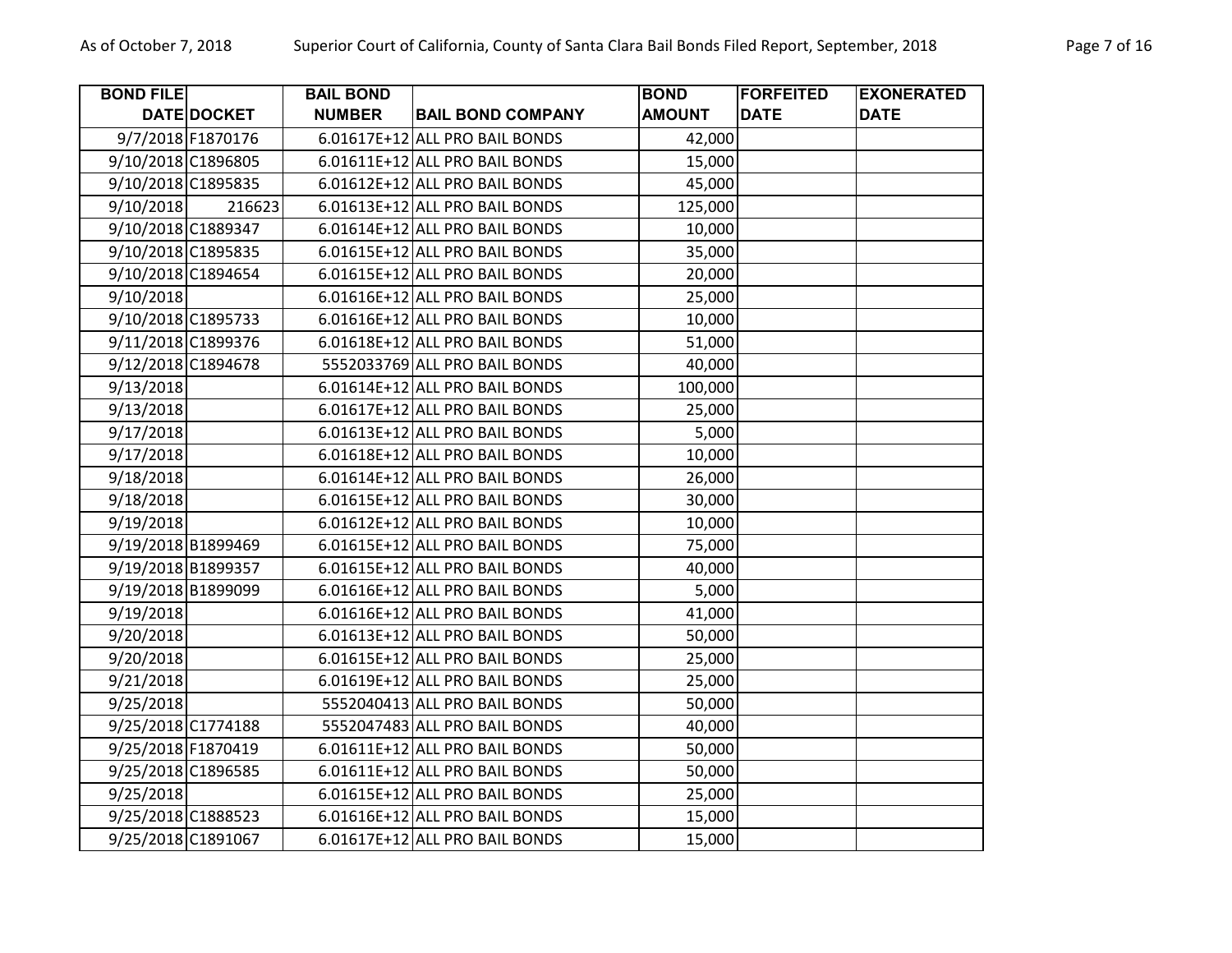| BOND FILE DATE | DOCKET | BAIL BOND NUMBER | BAIL BOND COMPANY | BOND AMOUNT | FORFEITED DATE | EXONERATED DATE |
|---|---|---|---|---|---|---|
| 9/7/2018 | F1870176 | 6.01617E+12 | ALL PRO BAIL BONDS | 42,000 | | |
| 9/10/2018 | C1896805 | 6.01611E+12 | ALL PRO BAIL BONDS | 15,000 | | |
| 9/10/2018 | C1895835 | 6.01612E+12 | ALL PRO BAIL BONDS | 45,000 | | |
| 9/10/2018 | 216623 | 6.01613E+12 | ALL PRO BAIL BONDS | 125,000 | | |
| 9/10/2018 | C1889347 | 6.01614E+12 | ALL PRO BAIL BONDS | 10,000 | | |
| 9/10/2018 | C1895835 | 6.01615E+12 | ALL PRO BAIL BONDS | 35,000 | | |
| 9/10/2018 | C1894654 | 6.01615E+12 | ALL PRO BAIL BONDS | 20,000 | | |
| 9/10/2018 | | 6.01616E+12 | ALL PRO BAIL BONDS | 25,000 | | |
| 9/10/2018 | C1895733 | 6.01616E+12 | ALL PRO BAIL BONDS | 10,000 | | |
| 9/11/2018 | C1899376 | 6.01618E+12 | ALL PRO BAIL BONDS | 51,000 | | |
| 9/12/2018 | C1894678 | 5552033769 | ALL PRO BAIL BONDS | 40,000 | | |
| 9/13/2018 | | 6.01614E+12 | ALL PRO BAIL BONDS | 100,000 | | |
| 9/13/2018 | | 6.01617E+12 | ALL PRO BAIL BONDS | 25,000 | | |
| 9/17/2018 | | 6.01613E+12 | ALL PRO BAIL BONDS | 5,000 | | |
| 9/17/2018 | | 6.01618E+12 | ALL PRO BAIL BONDS | 10,000 | | |
| 9/18/2018 | | 6.01614E+12 | ALL PRO BAIL BONDS | 26,000 | | |
| 9/18/2018 | | 6.01615E+12 | ALL PRO BAIL BONDS | 30,000 | | |
| 9/19/2018 | | 6.01612E+12 | ALL PRO BAIL BONDS | 10,000 | | |
| 9/19/2018 | B1899469 | 6.01615E+12 | ALL PRO BAIL BONDS | 75,000 | | |
| 9/19/2018 | B1899357 | 6.01615E+12 | ALL PRO BAIL BONDS | 40,000 | | |
| 9/19/2018 | B1899099 | 6.01616E+12 | ALL PRO BAIL BONDS | 5,000 | | |
| 9/19/2018 | | 6.01616E+12 | ALL PRO BAIL BONDS | 41,000 | | |
| 9/20/2018 | | 6.01613E+12 | ALL PRO BAIL BONDS | 50,000 | | |
| 9/20/2018 | | 6.01615E+12 | ALL PRO BAIL BONDS | 25,000 | | |
| 9/21/2018 | | 6.01619E+12 | ALL PRO BAIL BONDS | 25,000 | | |
| 9/25/2018 | | 5552040413 | ALL PRO BAIL BONDS | 50,000 | | |
| 9/25/2018 | C1774188 | 5552047483 | ALL PRO BAIL BONDS | 40,000 | | |
| 9/25/2018 | F1870419 | 6.01611E+12 | ALL PRO BAIL BONDS | 50,000 | | |
| 9/25/2018 | C1896585 | 6.01611E+12 | ALL PRO BAIL BONDS | 50,000 | | |
| 9/25/2018 | | 6.01615E+12 | ALL PRO BAIL BONDS | 25,000 | | |
| 9/25/2018 | C1888523 | 6.01616E+12 | ALL PRO BAIL BONDS | 15,000 | | |
| 9/25/2018 | C1891067 | 6.01617E+12 | ALL PRO BAIL BONDS | 15,000 | | |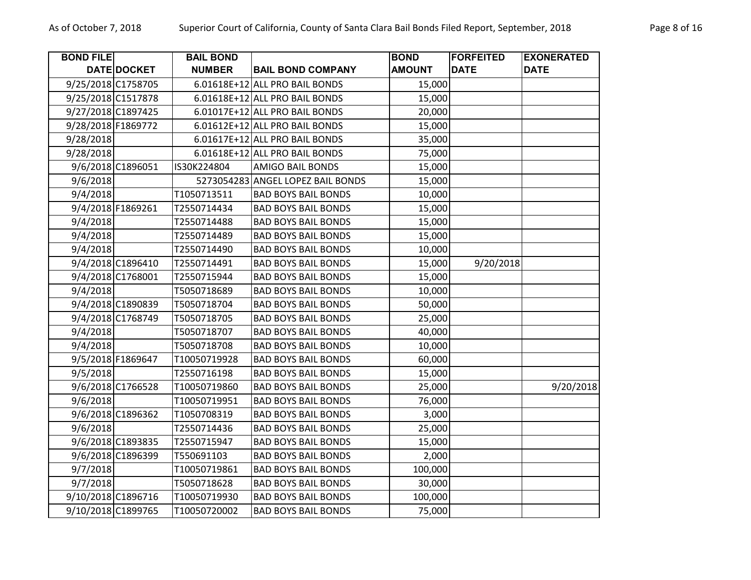| BOND FILE DATE | DOCKET | BAIL BOND NUMBER | BAIL BOND COMPANY | BOND AMOUNT | FORFEITED DATE | EXONERATED DATE |
|---|---|---|---|---|---|---|
| 9/25/2018 | C1758705 | 6.01618E+12 | ALL PRO BAIL BONDS | 15,000 | | |
| 9/25/2018 | C1517878 | 6.01618E+12 | ALL PRO BAIL BONDS | 15,000 | | |
| 9/27/2018 | C1897425 | 6.01017E+12 | ALL PRO BAIL BONDS | 20,000 | | |
| 9/28/2018 | F1869772 | 6.01612E+12 | ALL PRO BAIL BONDS | 15,000 | | |
| 9/28/2018 | | 6.01617E+12 | ALL PRO BAIL BONDS | 35,000 | | |
| 9/28/2018 | | 6.01618E+12 | ALL PRO BAIL BONDS | 75,000 | | |
| 9/6/2018 | C1896051 | IS30K224804 | AMIGO BAIL BONDS | 15,000 | | |
| 9/6/2018 | | 5273054283 | ANGEL LOPEZ BAIL BONDS | 15,000 | | |
| 9/4/2018 | | T1050713511 | BAD BOYS BAIL BONDS | 10,000 | | |
| 9/4/2018 | F1869261 | T2550714434 | BAD BOYS BAIL BONDS | 15,000 | | |
| 9/4/2018 | | T2550714488 | BAD BOYS BAIL BONDS | 15,000 | | |
| 9/4/2018 | | T2550714489 | BAD BOYS BAIL BONDS | 15,000 | | |
| 9/4/2018 | | T2550714490 | BAD BOYS BAIL BONDS | 10,000 | | |
| 9/4/2018 | C1896410 | T2550714491 | BAD BOYS BAIL BONDS | 15,000 | 9/20/2018 | |
| 9/4/2018 | C1768001 | T2550715944 | BAD BOYS BAIL BONDS | 15,000 | | |
| 9/4/2018 | | T5050718689 | BAD BOYS BAIL BONDS | 10,000 | | |
| 9/4/2018 | C1890839 | T5050718704 | BAD BOYS BAIL BONDS | 50,000 | | |
| 9/4/2018 | C1768749 | T5050718705 | BAD BOYS BAIL BONDS | 25,000 | | |
| 9/4/2018 | | T5050718707 | BAD BOYS BAIL BONDS | 40,000 | | |
| 9/4/2018 | | T5050718708 | BAD BOYS BAIL BONDS | 10,000 | | |
| 9/5/2018 | F1869647 | T10050719928 | BAD BOYS BAIL BONDS | 60,000 | | |
| 9/5/2018 | | T2550716198 | BAD BOYS BAIL BONDS | 15,000 | | |
| 9/6/2018 | C1766528 | T10050719860 | BAD BOYS BAIL BONDS | 25,000 | | 9/20/2018 |
| 9/6/2018 | | T10050719951 | BAD BOYS BAIL BONDS | 76,000 | | |
| 9/6/2018 | C1896362 | T1050708319 | BAD BOYS BAIL BONDS | 3,000 | | |
| 9/6/2018 | | T2550714436 | BAD BOYS BAIL BONDS | 25,000 | | |
| 9/6/2018 | C1893835 | T2550715947 | BAD BOYS BAIL BONDS | 15,000 | | |
| 9/6/2018 | C1896399 | T550691103 | BAD BOYS BAIL BONDS | 2,000 | | |
| 9/7/2018 | | T10050719861 | BAD BOYS BAIL BONDS | 100,000 | | |
| 9/7/2018 | | T5050718628 | BAD BOYS BAIL BONDS | 30,000 | | |
| 9/10/2018 | C1896716 | T10050719930 | BAD BOYS BAIL BONDS | 100,000 | | |
| 9/10/2018 | C1899765 | T10050720002 | BAD BOYS BAIL BONDS | 75,000 | | |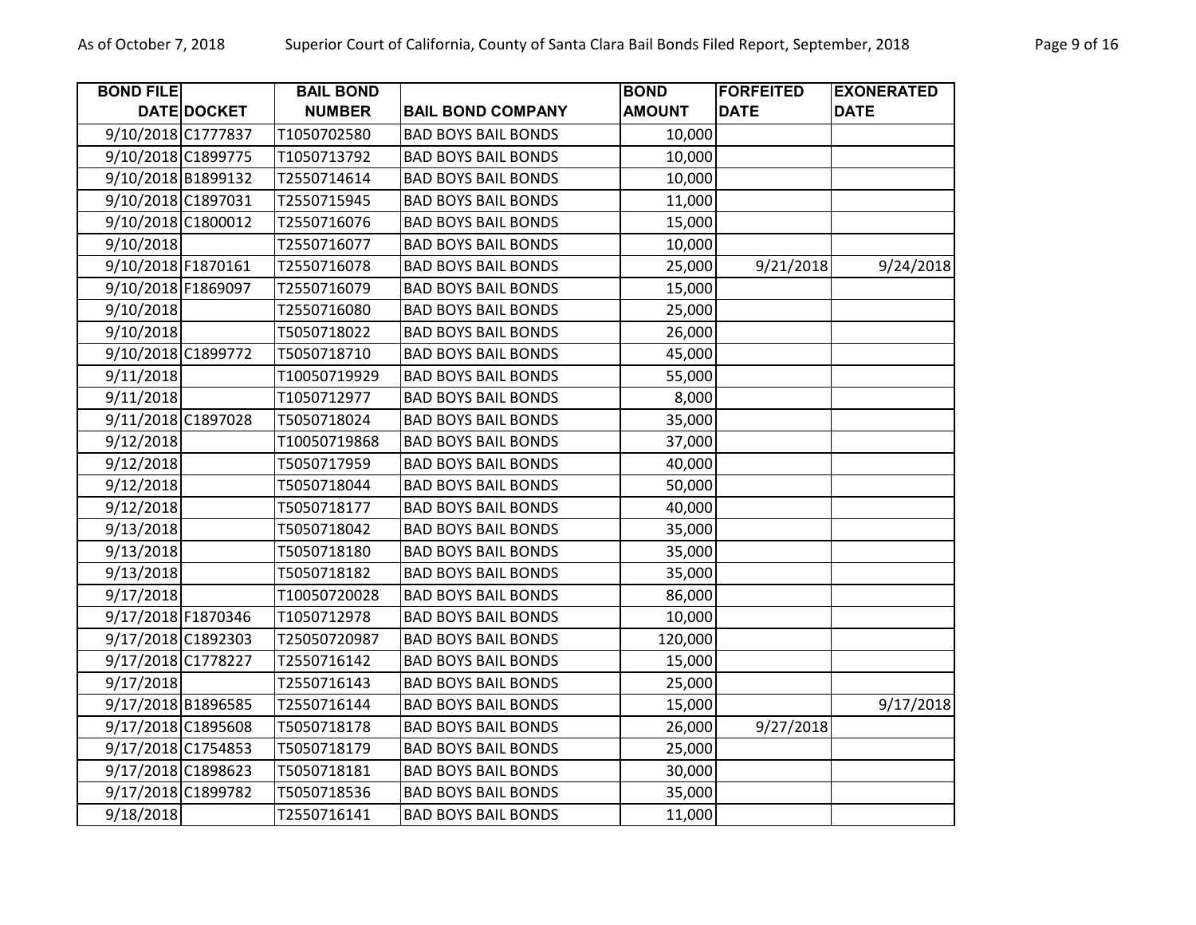| BOND FILE DATE | DOCKET | BAIL BOND NUMBER | BAIL BOND COMPANY | BOND AMOUNT | FORFEITED DATE | EXONERATED DATE |
|---|---|---|---|---|---|---|
| 9/10/2018 | C1777837 | T1050702580 | BAD BOYS BAIL BONDS | 10,000 | | |
| 9/10/2018 | C1899775 | T1050713792 | BAD BOYS BAIL BONDS | 10,000 | | |
| 9/10/2018 | B1899132 | T2550714614 | BAD BOYS BAIL BONDS | 10,000 | | |
| 9/10/2018 | C1897031 | T2550715945 | BAD BOYS BAIL BONDS | 11,000 | | |
| 9/10/2018 | C1800012 | T2550716076 | BAD BOYS BAIL BONDS | 15,000 | | |
| 9/10/2018 | | T2550716077 | BAD BOYS BAIL BONDS | 10,000 | | |
| 9/10/2018 | F1870161 | T2550716078 | BAD BOYS BAIL BONDS | 25,000 | 9/21/2018 | 9/24/2018 |
| 9/10/2018 | F1869097 | T2550716079 | BAD BOYS BAIL BONDS | 15,000 | | |
| 9/10/2018 | | T2550716080 | BAD BOYS BAIL BONDS | 25,000 | | |
| 9/10/2018 | | T5050718022 | BAD BOYS BAIL BONDS | 26,000 | | |
| 9/10/2018 | C1899772 | T5050718710 | BAD BOYS BAIL BONDS | 45,000 | | |
| 9/11/2018 | | T10050719929 | BAD BOYS BAIL BONDS | 55,000 | | |
| 9/11/2018 | | T1050712977 | BAD BOYS BAIL BONDS | 8,000 | | |
| 9/11/2018 | C1897028 | T5050718024 | BAD BOYS BAIL BONDS | 35,000 | | |
| 9/12/2018 | | T10050719868 | BAD BOYS BAIL BONDS | 37,000 | | |
| 9/12/2018 | | T5050717959 | BAD BOYS BAIL BONDS | 40,000 | | |
| 9/12/2018 | | T5050718044 | BAD BOYS BAIL BONDS | 50,000 | | |
| 9/12/2018 | | T5050718177 | BAD BOYS BAIL BONDS | 40,000 | | |
| 9/13/2018 | | T5050718042 | BAD BOYS BAIL BONDS | 35,000 | | |
| 9/13/2018 | | T5050718180 | BAD BOYS BAIL BONDS | 35,000 | | |
| 9/13/2018 | | T5050718182 | BAD BOYS BAIL BONDS | 35,000 | | |
| 9/17/2018 | | T10050720028 | BAD BOYS BAIL BONDS | 86,000 | | |
| 9/17/2018 | F1870346 | T1050712978 | BAD BOYS BAIL BONDS | 10,000 | | |
| 9/17/2018 | C1892303 | T25050720987 | BAD BOYS BAIL BONDS | 120,000 | | |
| 9/17/2018 | C1778227 | T2550716142 | BAD BOYS BAIL BONDS | 15,000 | | |
| 9/17/2018 | | T2550716143 | BAD BOYS BAIL BONDS | 25,000 | | |
| 9/17/2018 | B1896585 | T2550716144 | BAD BOYS BAIL BONDS | 15,000 | | 9/17/2018 |
| 9/17/2018 | C1895608 | T5050718178 | BAD BOYS BAIL BONDS | 26,000 | 9/27/2018 | |
| 9/17/2018 | C1754853 | T5050718179 | BAD BOYS BAIL BONDS | 25,000 | | |
| 9/17/2018 | C1898623 | T5050718181 | BAD BOYS BAIL BONDS | 30,000 | | |
| 9/17/2018 | C1899782 | T5050718536 | BAD BOYS BAIL BONDS | 35,000 | | |
| 9/18/2018 | | T2550716141 | BAD BOYS BAIL BONDS | 11,000 | | |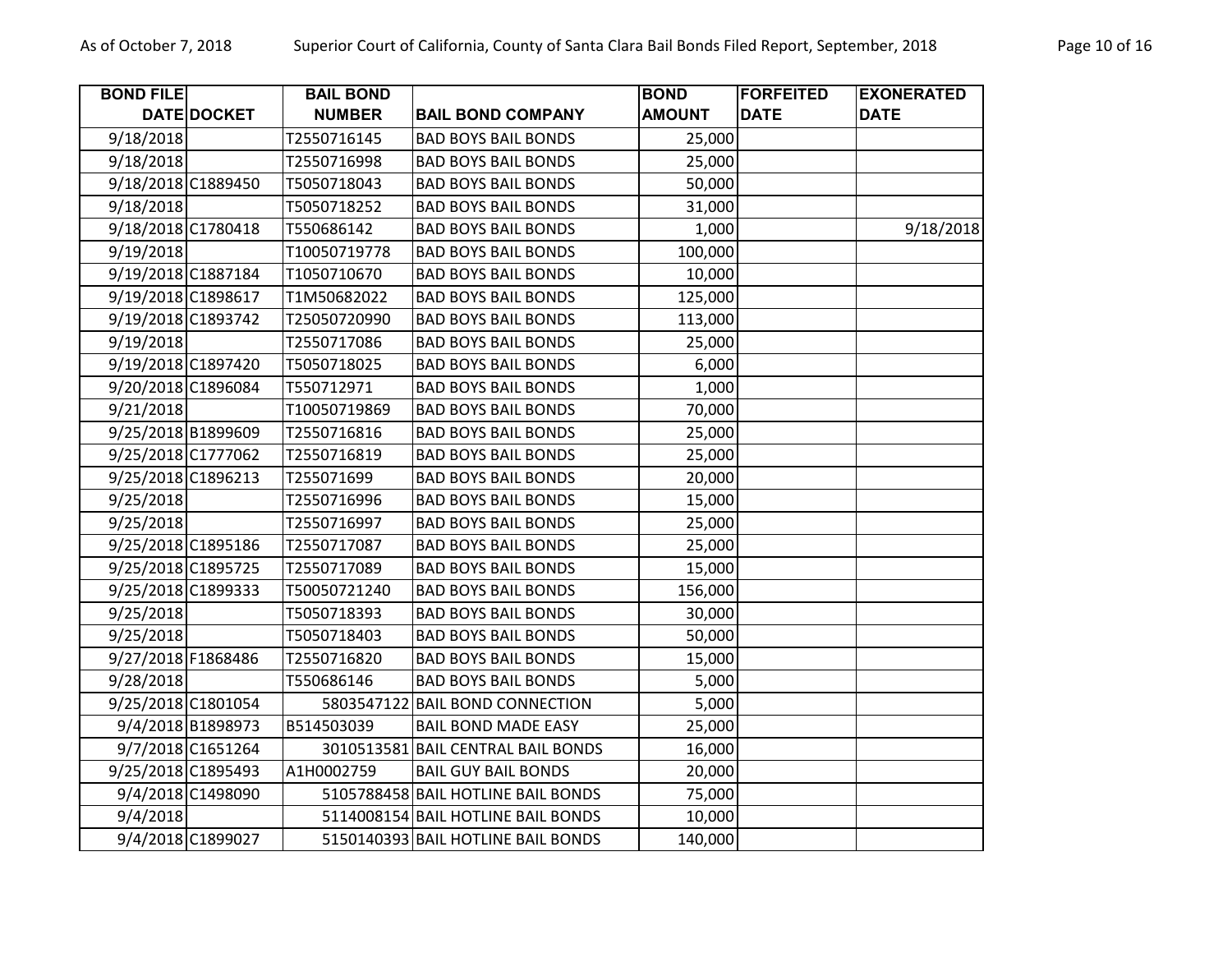| BOND FILE DATE | DOCKET | BAIL BOND NUMBER | BAIL BOND COMPANY | BOND AMOUNT | FORFEITED DATE | EXONERATED DATE |
|---|---|---|---|---|---|---|
| 9/18/2018 | | T2550716145 | BAD BOYS BAIL BONDS | 25,000 | | |
| 9/18/2018 | | T2550716998 | BAD BOYS BAIL BONDS | 25,000 | | |
| 9/18/2018 | C1889450 | T5050718043 | BAD BOYS BAIL BONDS | 50,000 | | |
| 9/18/2018 | | T5050718252 | BAD BOYS BAIL BONDS | 31,000 | | |
| 9/18/2018 | C1780418 | T550686142 | BAD BOYS BAIL BONDS | 1,000 | | 9/18/2018 |
| 9/19/2018 | | T10050719778 | BAD BOYS BAIL BONDS | 100,000 | | |
| 9/19/2018 | C1887184 | T1050710670 | BAD BOYS BAIL BONDS | 10,000 | | |
| 9/19/2018 | C1898617 | T1M50682022 | BAD BOYS BAIL BONDS | 125,000 | | |
| 9/19/2018 | C1893742 | T25050720990 | BAD BOYS BAIL BONDS | 113,000 | | |
| 9/19/2018 | | T2550717086 | BAD BOYS BAIL BONDS | 25,000 | | |
| 9/19/2018 | C1897420 | T5050718025 | BAD BOYS BAIL BONDS | 6,000 | | |
| 9/20/2018 | C1896084 | T550712971 | BAD BOYS BAIL BONDS | 1,000 | | |
| 9/21/2018 | | T10050719869 | BAD BOYS BAIL BONDS | 70,000 | | |
| 9/25/2018 | B1899609 | T2550716816 | BAD BOYS BAIL BONDS | 25,000 | | |
| 9/25/2018 | C1777062 | T2550716819 | BAD BOYS BAIL BONDS | 25,000 | | |
| 9/25/2018 | C1896213 | T255071699 | BAD BOYS BAIL BONDS | 20,000 | | |
| 9/25/2018 | | T2550716996 | BAD BOYS BAIL BONDS | 15,000 | | |
| 9/25/2018 | | T2550716997 | BAD BOYS BAIL BONDS | 25,000 | | |
| 9/25/2018 | C1895186 | T2550717087 | BAD BOYS BAIL BONDS | 25,000 | | |
| 9/25/2018 | C1895725 | T2550717089 | BAD BOYS BAIL BONDS | 15,000 | | |
| 9/25/2018 | C1899333 | T50050721240 | BAD BOYS BAIL BONDS | 156,000 | | |
| 9/25/2018 | | T5050718393 | BAD BOYS BAIL BONDS | 30,000 | | |
| 9/25/2018 | | T5050718403 | BAD BOYS BAIL BONDS | 50,000 | | |
| 9/27/2018 | F1868486 | T2550716820 | BAD BOYS BAIL BONDS | 15,000 | | |
| 9/28/2018 | | T550686146 | BAD BOYS BAIL BONDS | 5,000 | | |
| 9/25/2018 | C1801054 | 5803547122 | BAIL BOND CONNECTION | 5,000 | | |
| 9/4/2018 | B1898973 | B514503039 | BAIL BOND MADE EASY | 25,000 | | |
| 9/7/2018 | C1651264 | 3010513581 | BAIL CENTRAL BAIL BONDS | 16,000 | | |
| 9/25/2018 | C1895493 | A1H0002759 | BAIL GUY BAIL BONDS | 20,000 | | |
| 9/4/2018 | C1498090 | 5105788458 | BAIL HOTLINE BAIL BONDS | 75,000 | | |
| 9/4/2018 | | 5114008154 | BAIL HOTLINE BAIL BONDS | 10,000 | | |
| 9/4/2018 | C1899027 | 5150140393 | BAIL HOTLINE BAIL BONDS | 140,000 | | |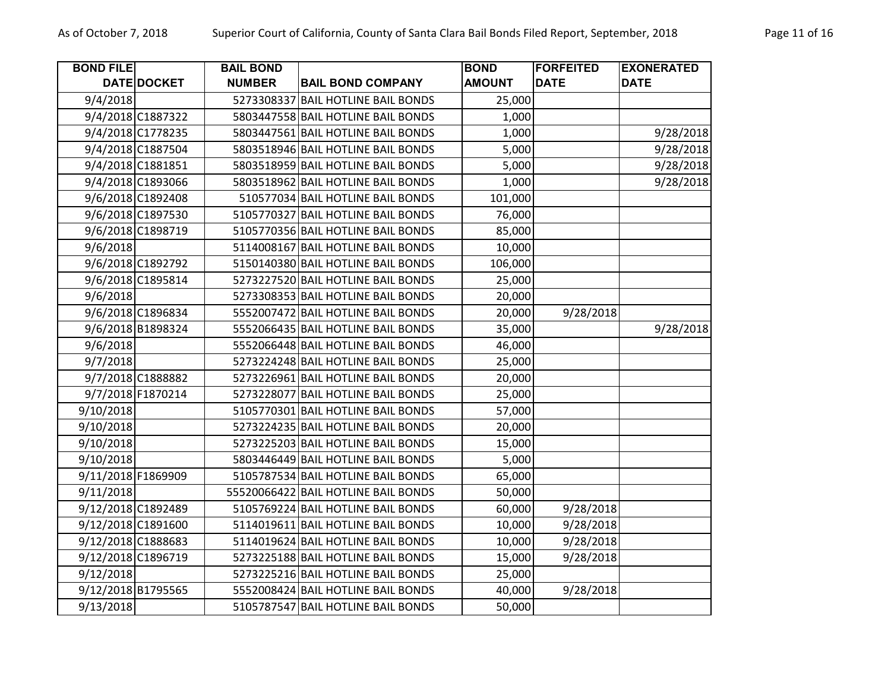| BOND FILE DATE | DOCKET | BAIL BOND NUMBER | BAIL BOND COMPANY | BOND AMOUNT | FORFEITED DATE | EXONERATED DATE |
|---|---|---|---|---|---|---|
| 9/4/2018 | | 5273308337 | BAIL HOTLINE BAIL BONDS | 25,000 | | |
| 9/4/2018 | C1887322 | 5803447558 | BAIL HOTLINE BAIL BONDS | 1,000 | | |
| 9/4/2018 | C1778235 | 5803447561 | BAIL HOTLINE BAIL BONDS | 1,000 | | 9/28/2018 |
| 9/4/2018 | C1887504 | 5803518946 | BAIL HOTLINE BAIL BONDS | 5,000 | | 9/28/2018 |
| 9/4/2018 | C1881851 | 5803518959 | BAIL HOTLINE BAIL BONDS | 5,000 | | 9/28/2018 |
| 9/4/2018 | C1893066 | 5803518962 | BAIL HOTLINE BAIL BONDS | 1,000 | | 9/28/2018 |
| 9/6/2018 | C1892408 | 510577034 | BAIL HOTLINE BAIL BONDS | 101,000 | | |
| 9/6/2018 | C1897530 | 5105770327 | BAIL HOTLINE BAIL BONDS | 76,000 | | |
| 9/6/2018 | C1898719 | 5105770356 | BAIL HOTLINE BAIL BONDS | 85,000 | | |
| 9/6/2018 | | 5114008167 | BAIL HOTLINE BAIL BONDS | 10,000 | | |
| 9/6/2018 | C1892792 | 5150140380 | BAIL HOTLINE BAIL BONDS | 106,000 | | |
| 9/6/2018 | C1895814 | 5273227520 | BAIL HOTLINE BAIL BONDS | 25,000 | | |
| 9/6/2018 | | 5273308353 | BAIL HOTLINE BAIL BONDS | 20,000 | | |
| 9/6/2018 | C1896834 | 5552007472 | BAIL HOTLINE BAIL BONDS | 20,000 | 9/28/2018 | |
| 9/6/2018 | B1898324 | 5552066435 | BAIL HOTLINE BAIL BONDS | 35,000 | | 9/28/2018 |
| 9/6/2018 | | 5552066448 | BAIL HOTLINE BAIL BONDS | 46,000 | | |
| 9/7/2018 | | 5273224248 | BAIL HOTLINE BAIL BONDS | 25,000 | | |
| 9/7/2018 | C1888882 | 5273226961 | BAIL HOTLINE BAIL BONDS | 20,000 | | |
| 9/7/2018 | F1870214 | 5273228077 | BAIL HOTLINE BAIL BONDS | 25,000 | | |
| 9/10/2018 | | 5105770301 | BAIL HOTLINE BAIL BONDS | 57,000 | | |
| 9/10/2018 | | 5273224235 | BAIL HOTLINE BAIL BONDS | 20,000 | | |
| 9/10/2018 | | 5273225203 | BAIL HOTLINE BAIL BONDS | 15,000 | | |
| 9/10/2018 | | 5803446449 | BAIL HOTLINE BAIL BONDS | 5,000 | | |
| 9/11/2018 | F1869909 | 5105787534 | BAIL HOTLINE BAIL BONDS | 65,000 | | |
| 9/11/2018 | | 55520066422 | BAIL HOTLINE BAIL BONDS | 50,000 | | |
| 9/12/2018 | C1892489 | 5105769224 | BAIL HOTLINE BAIL BONDS | 60,000 | 9/28/2018 | |
| 9/12/2018 | C1891600 | 5114019611 | BAIL HOTLINE BAIL BONDS | 10,000 | 9/28/2018 | |
| 9/12/2018 | C1888683 | 5114019624 | BAIL HOTLINE BAIL BONDS | 10,000 | 9/28/2018 | |
| 9/12/2018 | C1896719 | 5273225188 | BAIL HOTLINE BAIL BONDS | 15,000 | 9/28/2018 | |
| 9/12/2018 | | 5273225216 | BAIL HOTLINE BAIL BONDS | 25,000 | | |
| 9/12/2018 | B1795565 | 5552008424 | BAIL HOTLINE BAIL BONDS | 40,000 | 9/28/2018 | |
| 9/13/2018 | | 5105787547 | BAIL HOTLINE BAIL BONDS | 50,000 | | |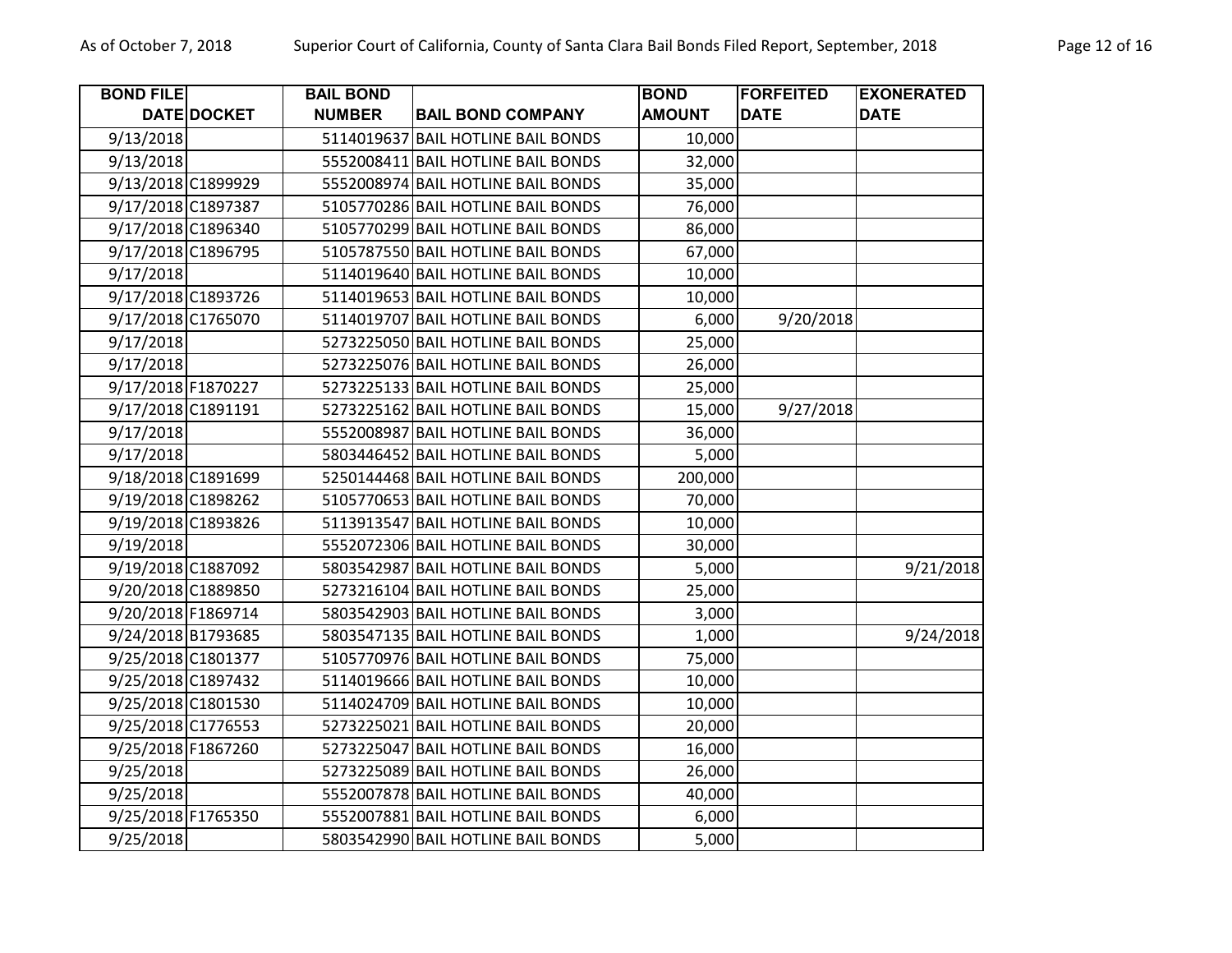| BOND FILE DATE | DOCKET | BAIL BOND NUMBER | BAIL BOND COMPANY | BOND AMOUNT | FORFEITED DATE | EXONERATED DATE |
|---|---|---|---|---|---|---|
| 9/13/2018 | | 5114019637 | BAIL HOTLINE BAIL BONDS | 10,000 | | |
| 9/13/2018 | | 5552008411 | BAIL HOTLINE BAIL BONDS | 32,000 | | |
| 9/13/2018 | C1899929 | 5552008974 | BAIL HOTLINE BAIL BONDS | 35,000 | | |
| 9/17/2018 | C1897387 | 5105770286 | BAIL HOTLINE BAIL BONDS | 76,000 | | |
| 9/17/2018 | C1896340 | 5105770299 | BAIL HOTLINE BAIL BONDS | 86,000 | | |
| 9/17/2018 | C1896795 | 5105787550 | BAIL HOTLINE BAIL BONDS | 67,000 | | |
| 9/17/2018 | | 5114019640 | BAIL HOTLINE BAIL BONDS | 10,000 | | |
| 9/17/2018 | C1893726 | 5114019653 | BAIL HOTLINE BAIL BONDS | 10,000 | | |
| 9/17/2018 | C1765070 | 5114019707 | BAIL HOTLINE BAIL BONDS | 6,000 | 9/20/2018 | |
| 9/17/2018 | | 5273225050 | BAIL HOTLINE BAIL BONDS | 25,000 | | |
| 9/17/2018 | | 5273225076 | BAIL HOTLINE BAIL BONDS | 26,000 | | |
| 9/17/2018 | F1870227 | 5273225133 | BAIL HOTLINE BAIL BONDS | 25,000 | | |
| 9/17/2018 | C1891191 | 5273225162 | BAIL HOTLINE BAIL BONDS | 15,000 | 9/27/2018 | |
| 9/17/2018 | | 5552008987 | BAIL HOTLINE BAIL BONDS | 36,000 | | |
| 9/17/2018 | | 5803446452 | BAIL HOTLINE BAIL BONDS | 5,000 | | |
| 9/18/2018 | C1891699 | 5250144468 | BAIL HOTLINE BAIL BONDS | 200,000 | | |
| 9/19/2018 | C1898262 | 5105770653 | BAIL HOTLINE BAIL BONDS | 70,000 | | |
| 9/19/2018 | C1893826 | 5113913547 | BAIL HOTLINE BAIL BONDS | 10,000 | | |
| 9/19/2018 | | 5552072306 | BAIL HOTLINE BAIL BONDS | 30,000 | | |
| 9/19/2018 | C1887092 | 5803542987 | BAIL HOTLINE BAIL BONDS | 5,000 | | 9/21/2018 |
| 9/20/2018 | C1889850 | 5273216104 | BAIL HOTLINE BAIL BONDS | 25,000 | | |
| 9/20/2018 | F1869714 | 5803542903 | BAIL HOTLINE BAIL BONDS | 3,000 | | |
| 9/24/2018 | B1793685 | 5803547135 | BAIL HOTLINE BAIL BONDS | 1,000 | | 9/24/2018 |
| 9/25/2018 | C1801377 | 5105770976 | BAIL HOTLINE BAIL BONDS | 75,000 | | |
| 9/25/2018 | C1897432 | 5114019666 | BAIL HOTLINE BAIL BONDS | 10,000 | | |
| 9/25/2018 | C1801530 | 5114024709 | BAIL HOTLINE BAIL BONDS | 10,000 | | |
| 9/25/2018 | C1776553 | 5273225021 | BAIL HOTLINE BAIL BONDS | 20,000 | | |
| 9/25/2018 | F1867260 | 5273225047 | BAIL HOTLINE BAIL BONDS | 16,000 | | |
| 9/25/2018 | | 5273225089 | BAIL HOTLINE BAIL BONDS | 26,000 | | |
| 9/25/2018 | | 5552007878 | BAIL HOTLINE BAIL BONDS | 40,000 | | |
| 9/25/2018 | F1765350 | 5552007881 | BAIL HOTLINE BAIL BONDS | 6,000 | | |
| 9/25/2018 | | 5803542990 | BAIL HOTLINE BAIL BONDS | 5,000 | | |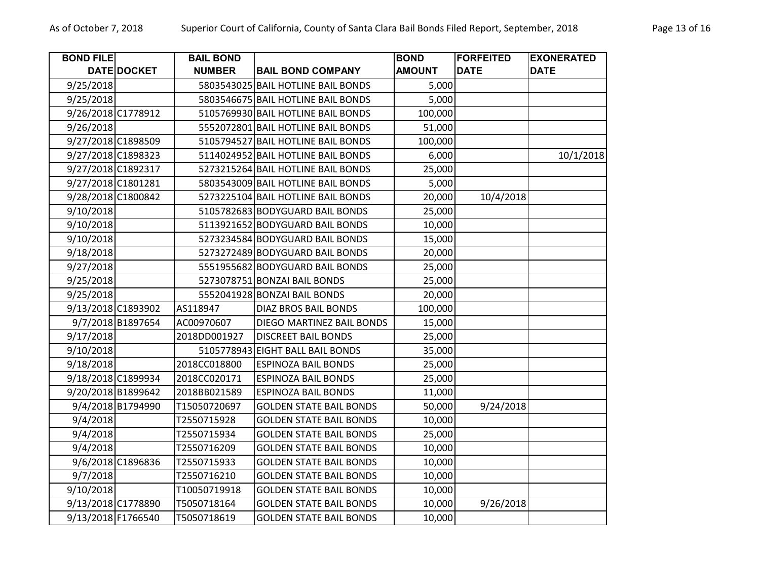| BOND FILE DATE | DOCKET | BAIL BOND NUMBER | BAIL BOND COMPANY | BOND AMOUNT | FORFEITED DATE | EXONERATED DATE |
|---|---|---|---|---|---|---|
| 9/25/2018 | | 5803543025 | BAIL HOTLINE BAIL BONDS | 5,000 | | |
| 9/25/2018 | | 5803546675 | BAIL HOTLINE BAIL BONDS | 5,000 | | |
| 9/26/2018 | C1778912 | 5105769930 | BAIL HOTLINE BAIL BONDS | 100,000 | | |
| 9/26/2018 | | 5552072801 | BAIL HOTLINE BAIL BONDS | 51,000 | | |
| 9/27/2018 | C1898509 | 5105794527 | BAIL HOTLINE BAIL BONDS | 100,000 | | |
| 9/27/2018 | C1898323 | 5114024952 | BAIL HOTLINE BAIL BONDS | 6,000 | | 10/1/2018 |
| 9/27/2018 | C1892317 | 5273215264 | BAIL HOTLINE BAIL BONDS | 25,000 | | |
| 9/27/2018 | C1801281 | 5803543009 | BAIL HOTLINE BAIL BONDS | 5,000 | | |
| 9/28/2018 | C1800842 | 5273225104 | BAIL HOTLINE BAIL BONDS | 20,000 | 10/4/2018 | |
| 9/10/2018 | | 5105782683 | BODYGUARD BAIL BONDS | 25,000 | | |
| 9/10/2018 | | 5113921652 | BODYGUARD BAIL BONDS | 10,000 | | |
| 9/10/2018 | | 5273234584 | BODYGUARD BAIL BONDS | 15,000 | | |
| 9/18/2018 | | 5273272489 | BODYGUARD BAIL BONDS | 20,000 | | |
| 9/27/2018 | | 5551955682 | BODYGUARD BAIL BONDS | 25,000 | | |
| 9/25/2018 | | 5273078751 | BONZAI BAIL BONDS | 25,000 | | |
| 9/25/2018 | | 5552041928 | BONZAI BAIL BONDS | 20,000 | | |
| 9/13/2018 | C1893902 | AS118947 | DIAZ BROS BAIL BONDS | 100,000 | | |
| 9/7/2018 | B1897654 | AC00970607 | DIEGO MARTINEZ BAIL BONDS | 15,000 | | |
| 9/17/2018 | | 2018DD001927 | DISCREET BAIL BONDS | 25,000 | | |
| 9/10/2018 | | 5105778943 | EIGHT BALL BAIL BONDS | 35,000 | | |
| 9/18/2018 | | 2018CC018800 | ESPINOZA BAIL BONDS | 25,000 | | |
| 9/18/2018 | C1899934 | 2018CC020171 | ESPINOZA BAIL BONDS | 25,000 | | |
| 9/20/2018 | B1899642 | 2018BB021589 | ESPINOZA BAIL BONDS | 11,000 | | |
| 9/4/2018 | B1794990 | T15050720697 | GOLDEN STATE BAIL BONDS | 50,000 | 9/24/2018 | |
| 9/4/2018 | | T2550715928 | GOLDEN STATE BAIL BONDS | 10,000 | | |
| 9/4/2018 | | T2550715934 | GOLDEN STATE BAIL BONDS | 25,000 | | |
| 9/4/2018 | | T2550716209 | GOLDEN STATE BAIL BONDS | 10,000 | | |
| 9/6/2018 | C1896836 | T2550715933 | GOLDEN STATE BAIL BONDS | 10,000 | | |
| 9/7/2018 | | T2550716210 | GOLDEN STATE BAIL BONDS | 10,000 | | |
| 9/10/2018 | | T10050719918 | GOLDEN STATE BAIL BONDS | 10,000 | | |
| 9/13/2018 | C1778890 | T5050718164 | GOLDEN STATE BAIL BONDS | 10,000 | 9/26/2018 | |
| 9/13/2018 | F1766540 | T5050718619 | GOLDEN STATE BAIL BONDS | 10,000 | | |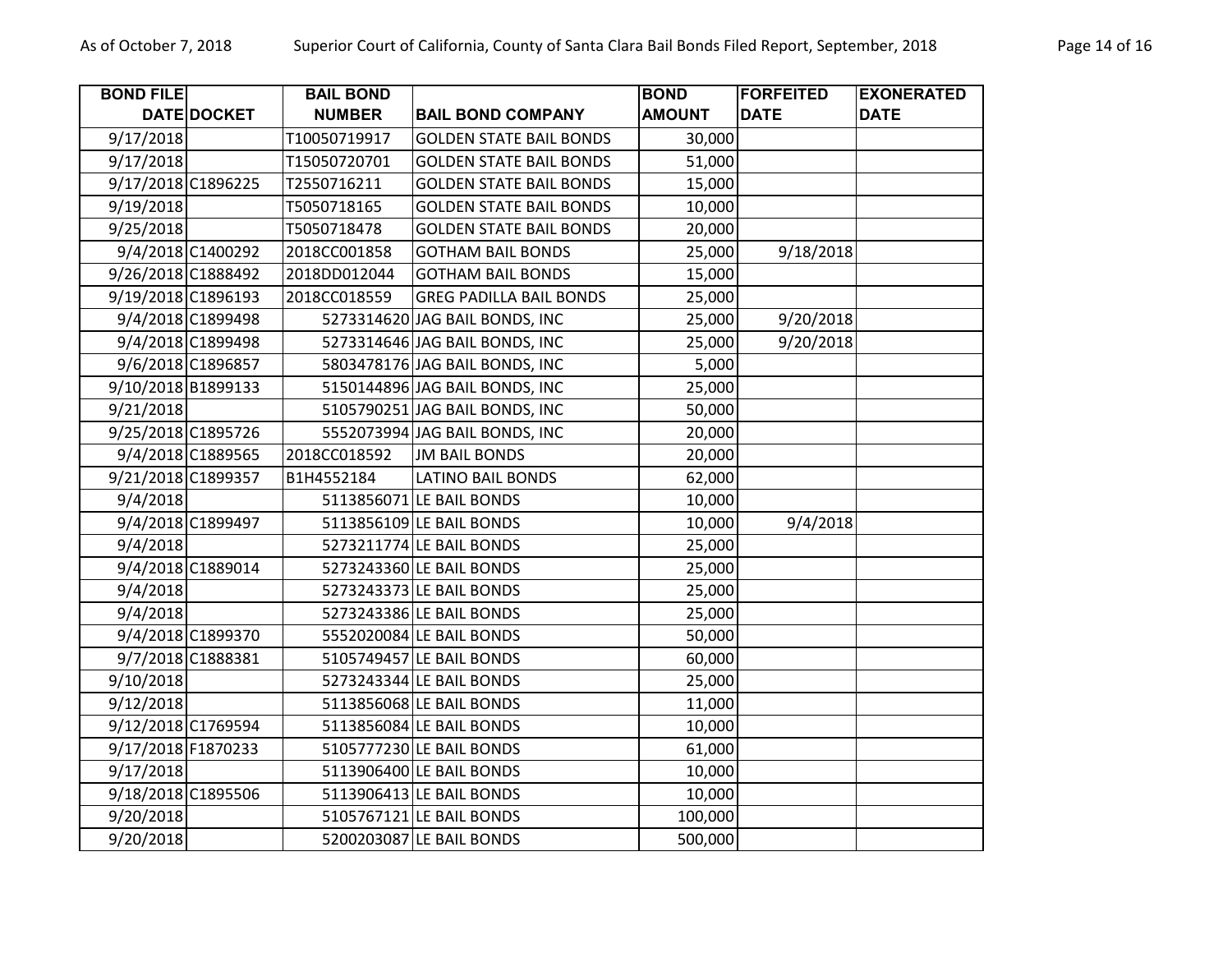| BOND FILE DATE | DOCKET | BAIL BOND NUMBER | BAIL BOND COMPANY | BOND AMOUNT | FORFEITED DATE | EXONERATED DATE |
|---|---|---|---|---|---|---|
| 9/17/2018 | | T10050719917 | GOLDEN STATE BAIL BONDS | 30,000 | | |
| 9/17/2018 | | T15050720701 | GOLDEN STATE BAIL BONDS | 51,000 | | |
| 9/17/2018 | C1896225 | T2550716211 | GOLDEN STATE BAIL BONDS | 15,000 | | |
| 9/19/2018 | | T5050718165 | GOLDEN STATE BAIL BONDS | 10,000 | | |
| 9/25/2018 | | T5050718478 | GOLDEN STATE BAIL BONDS | 20,000 | | |
| 9/4/2018 | C1400292 | 2018CC001858 | GOTHAM BAIL BONDS | 25,000 | 9/18/2018 | |
| 9/26/2018 | C1888492 | 2018DD012044 | GOTHAM BAIL BONDS | 15,000 | | |
| 9/19/2018 | C1896193 | 2018CC018559 | GREG PADILLA BAIL BONDS | 25,000 | | |
| 9/4/2018 | C1899498 | 5273314620 | JAG BAIL BONDS, INC | 25,000 | 9/20/2018 | |
| 9/4/2018 | C1899498 | 5273314646 | JAG BAIL BONDS, INC | 25,000 | 9/20/2018 | |
| 9/6/2018 | C1896857 | 5803478176 | JAG BAIL BONDS, INC | 5,000 | | |
| 9/10/2018 | B1899133 | 5150144896 | JAG BAIL BONDS, INC | 25,000 | | |
| 9/21/2018 | | 5105790251 | JAG BAIL BONDS, INC | 50,000 | | |
| 9/25/2018 | C1895726 | 5552073994 | JAG BAIL BONDS, INC | 20,000 | | |
| 9/4/2018 | C1889565 | 2018CC018592 | JM BAIL BONDS | 20,000 | | |
| 9/21/2018 | C1899357 | B1H4552184 | LATINO BAIL BONDS | 62,000 | | |
| 9/4/2018 | | 5113856071 | LE BAIL BONDS | 10,000 | | |
| 9/4/2018 | C1899497 | 5113856109 | LE BAIL BONDS | 10,000 | 9/4/2018 | |
| 9/4/2018 | | 5273211774 | LE BAIL BONDS | 25,000 | | |
| 9/4/2018 | C1889014 | 5273243360 | LE BAIL BONDS | 25,000 | | |
| 9/4/2018 | | 5273243373 | LE BAIL BONDS | 25,000 | | |
| 9/4/2018 | | 5273243386 | LE BAIL BONDS | 25,000 | | |
| 9/4/2018 | C1899370 | 5552020084 | LE BAIL BONDS | 50,000 | | |
| 9/7/2018 | C1888381 | 5105749457 | LE BAIL BONDS | 60,000 | | |
| 9/10/2018 | | 5273243344 | LE BAIL BONDS | 25,000 | | |
| 9/12/2018 | | 5113856068 | LE BAIL BONDS | 11,000 | | |
| 9/12/2018 | C1769594 | 5113856084 | LE BAIL BONDS | 10,000 | | |
| 9/17/2018 | F1870233 | 5105777230 | LE BAIL BONDS | 61,000 | | |
| 9/17/2018 | | 5113906400 | LE BAIL BONDS | 10,000 | | |
| 9/18/2018 | C1895506 | 5113906413 | LE BAIL BONDS | 10,000 | | |
| 9/20/2018 | | 5105767121 | LE BAIL BONDS | 100,000 | | |
| 9/20/2018 | | 5200203087 | LE BAIL BONDS | 500,000 | | |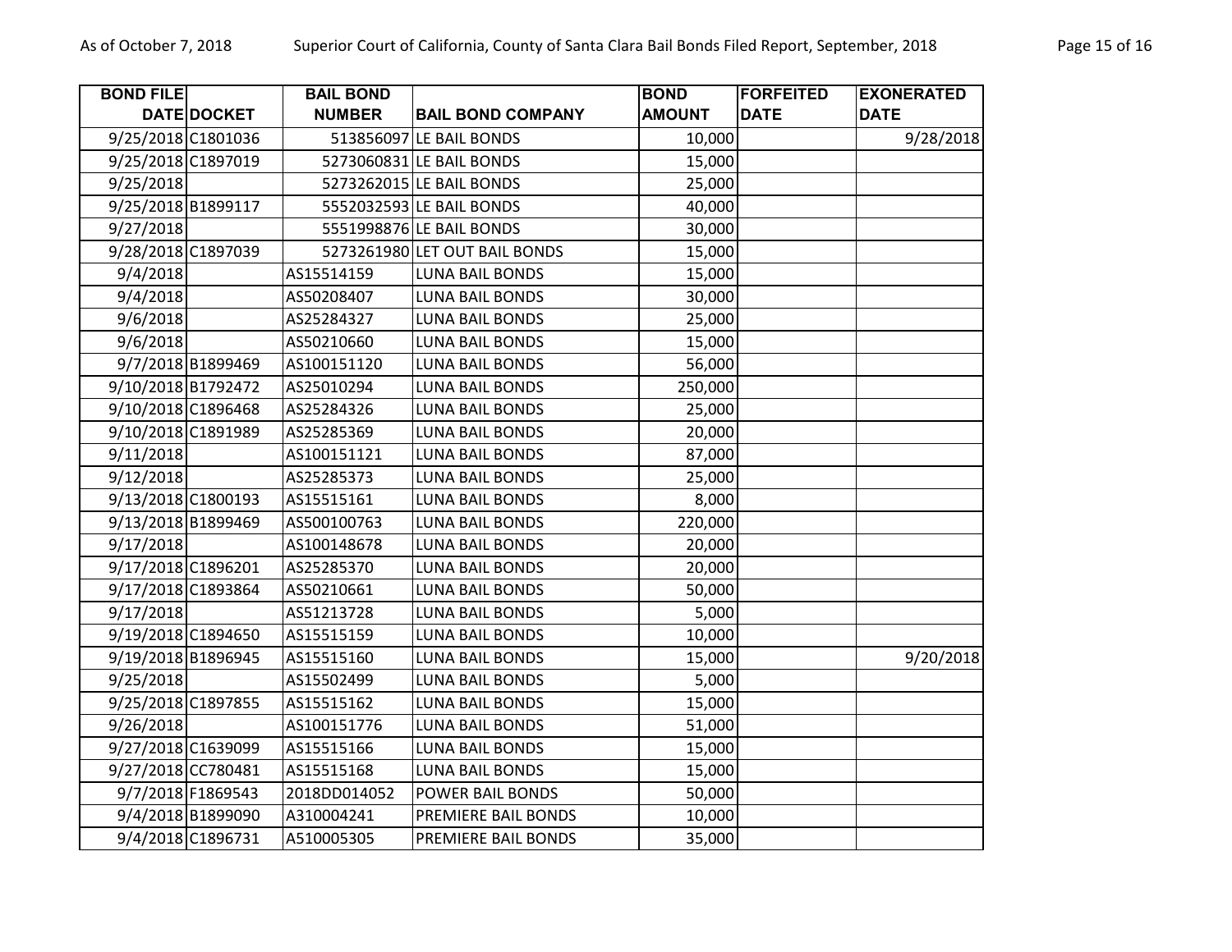| BOND FILE DATE | DOCKET | BAIL BOND NUMBER | BAIL BOND COMPANY | BOND AMOUNT | FORFEITED DATE | EXONERATED DATE |
|---|---|---|---|---|---|---|
| 9/25/2018 | C1801036 | 513856097 | LE BAIL BONDS | 10,000 | | 9/28/2018 |
| 9/25/2018 | C1897019 | 5273060831 | LE BAIL BONDS | 15,000 | | |
| 9/25/2018 | | 5273262015 | LE BAIL BONDS | 25,000 | | |
| 9/25/2018 | B1899117 | 5552032593 | LE BAIL BONDS | 40,000 | | |
| 9/27/2018 | | 5551998876 | LE BAIL BONDS | 30,000 | | |
| 9/28/2018 | C1897039 | 5273261980 | LET OUT BAIL BONDS | 15,000 | | |
| 9/4/2018 | | AS15514159 | LUNA BAIL BONDS | 15,000 | | |
| 9/4/2018 | | AS50208407 | LUNA BAIL BONDS | 30,000 | | |
| 9/6/2018 | | AS25284327 | LUNA BAIL BONDS | 25,000 | | |
| 9/6/2018 | | AS50210660 | LUNA BAIL BONDS | 15,000 | | |
| 9/7/2018 | B1899469 | AS100151120 | LUNA BAIL BONDS | 56,000 | | |
| 9/10/2018 | B1792472 | AS25010294 | LUNA BAIL BONDS | 250,000 | | |
| 9/10/2018 | C1896468 | AS25284326 | LUNA BAIL BONDS | 25,000 | | |
| 9/10/2018 | C1891989 | AS25285369 | LUNA BAIL BONDS | 20,000 | | |
| 9/11/2018 | | AS100151121 | LUNA BAIL BONDS | 87,000 | | |
| 9/12/2018 | | AS25285373 | LUNA BAIL BONDS | 25,000 | | |
| 9/13/2018 | C1800193 | AS15515161 | LUNA BAIL BONDS | 8,000 | | |
| 9/13/2018 | B1899469 | AS500100763 | LUNA BAIL BONDS | 220,000 | | |
| 9/17/2018 | | AS100148678 | LUNA BAIL BONDS | 20,000 | | |
| 9/17/2018 | C1896201 | AS25285370 | LUNA BAIL BONDS | 20,000 | | |
| 9/17/2018 | C1893864 | AS50210661 | LUNA BAIL BONDS | 50,000 | | |
| 9/17/2018 | | AS51213728 | LUNA BAIL BONDS | 5,000 | | |
| 9/19/2018 | C1894650 | AS15515159 | LUNA BAIL BONDS | 10,000 | | |
| 9/19/2018 | B1896945 | AS15515160 | LUNA BAIL BONDS | 15,000 | | 9/20/2018 |
| 9/25/2018 | | AS15502499 | LUNA BAIL BONDS | 5,000 | | |
| 9/25/2018 | C1897855 | AS15515162 | LUNA BAIL BONDS | 15,000 | | |
| 9/26/2018 | | AS100151776 | LUNA BAIL BONDS | 51,000 | | |
| 9/27/2018 | C1639099 | AS15515166 | LUNA BAIL BONDS | 15,000 | | |
| 9/27/2018 | CC780481 | AS15515168 | LUNA BAIL BONDS | 15,000 | | |
| 9/7/2018 | F1869543 | 2018DD014052 | POWER BAIL BONDS | 50,000 | | |
| 9/4/2018 | B1899090 | A310004241 | PREMIERE BAIL BONDS | 10,000 | | |
| 9/4/2018 | C1896731 | A510005305 | PREMIERE BAIL BONDS | 35,000 | | |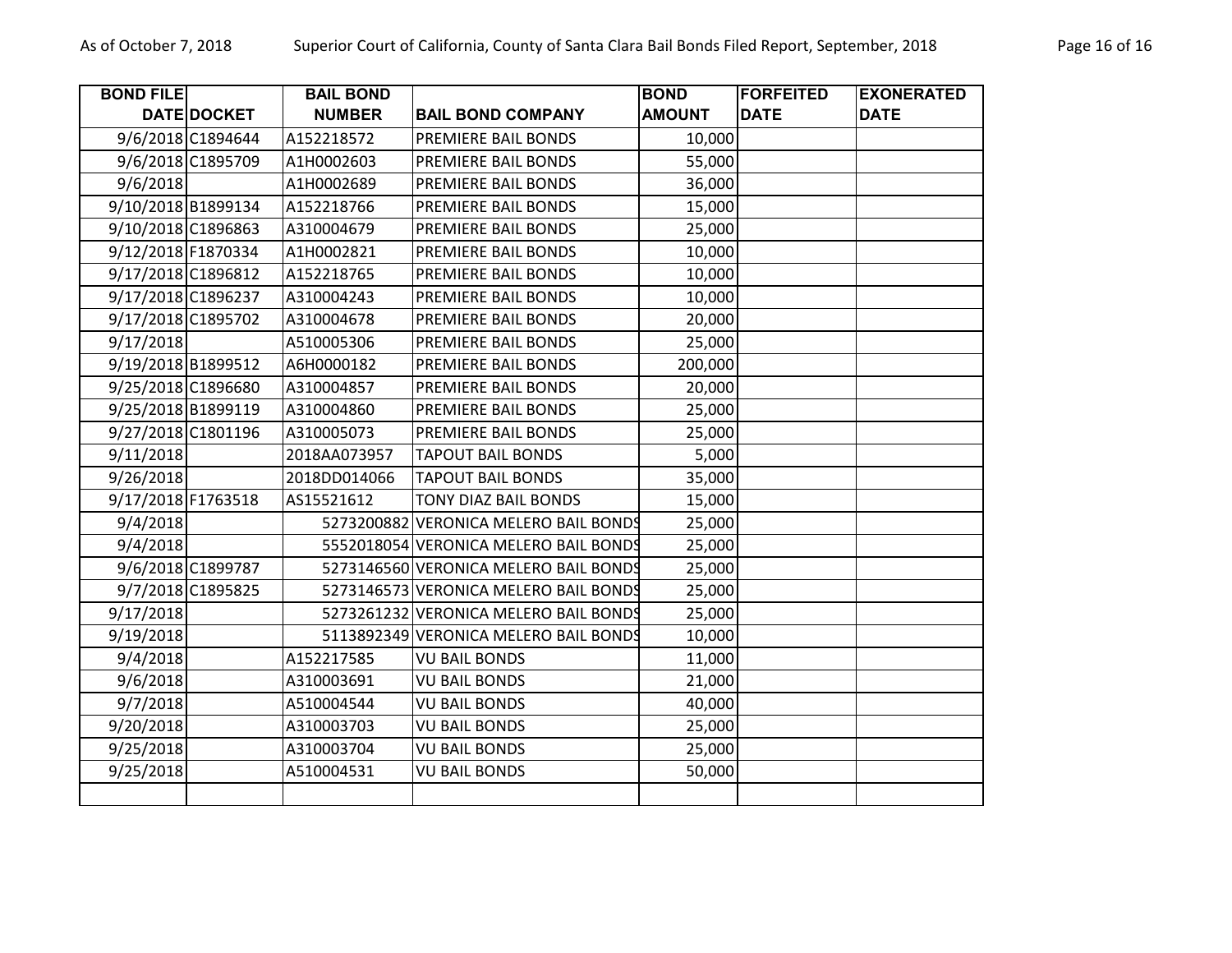| BOND FILE DATE | DOCKET | BAIL BOND NUMBER | BAIL BOND COMPANY | BOND AMOUNT | FORFEITED DATE | EXONERATED DATE |
|---|---|---|---|---|---|---|
| 9/6/2018 | C1894644 | A152218572 | PREMIERE BAIL BONDS | 10,000 | | |
| 9/6/2018 | C1895709 | A1H0002603 | PREMIERE BAIL BONDS | 55,000 | | |
| 9/6/2018 | | A1H0002689 | PREMIERE BAIL BONDS | 36,000 | | |
| 9/10/2018 | B1899134 | A152218766 | PREMIERE BAIL BONDS | 15,000 | | |
| 9/10/2018 | C1896863 | A310004679 | PREMIERE BAIL BONDS | 25,000 | | |
| 9/12/2018 | F1870334 | A1H0002821 | PREMIERE BAIL BONDS | 10,000 | | |
| 9/17/2018 | C1896812 | A152218765 | PREMIERE BAIL BONDS | 10,000 | | |
| 9/17/2018 | C1896237 | A310004243 | PREMIERE BAIL BONDS | 10,000 | | |
| 9/17/2018 | C1895702 | A310004678 | PREMIERE BAIL BONDS | 20,000 | | |
| 9/17/2018 | | A510005306 | PREMIERE BAIL BONDS | 25,000 | | |
| 9/19/2018 | B1899512 | A6H0000182 | PREMIERE BAIL BONDS | 200,000 | | |
| 9/25/2018 | C1896680 | A310004857 | PREMIERE BAIL BONDS | 20,000 | | |
| 9/25/2018 | B1899119 | A310004860 | PREMIERE BAIL BONDS | 25,000 | | |
| 9/27/2018 | C1801196 | A310005073 | PREMIERE BAIL BONDS | 25,000 | | |
| 9/11/2018 | | 2018AA073957 | TAPOUT BAIL BONDS | 5,000 | | |
| 9/26/2018 | | 2018DD014066 | TAPOUT BAIL BONDS | 35,000 | | |
| 9/17/2018 | F1763518 | AS15521612 | TONY DIAZ BAIL BONDS | 15,000 | | |
| 9/4/2018 | | 5273200882 | VERONICA MELERO BAIL BONDS | 25,000 | | |
| 9/4/2018 | | 5552018054 | VERONICA MELERO BAIL BONDS | 25,000 | | |
| 9/6/2018 | C1899787 | 5273146560 | VERONICA MELERO BAIL BONDS | 25,000 | | |
| 9/7/2018 | C1895825 | 5273146573 | VERONICA MELERO BAIL BONDS | 25,000 | | |
| 9/17/2018 | | 5273261232 | VERONICA MELERO BAIL BONDS | 25,000 | | |
| 9/19/2018 | | 5113892349 | VERONICA MELERO BAIL BONDS | 10,000 | | |
| 9/4/2018 | | A152217585 | VU BAIL BONDS | 11,000 | | |
| 9/6/2018 | | A310003691 | VU BAIL BONDS | 21,000 | | |
| 9/7/2018 | | A510004544 | VU BAIL BONDS | 40,000 | | |
| 9/20/2018 | | A310003703 | VU BAIL BONDS | 25,000 | | |
| 9/25/2018 | | A310003704 | VU BAIL BONDS | 25,000 | | |
| 9/25/2018 | | A510004531 | VU BAIL BONDS | 50,000 | | |
| | | | | | | |